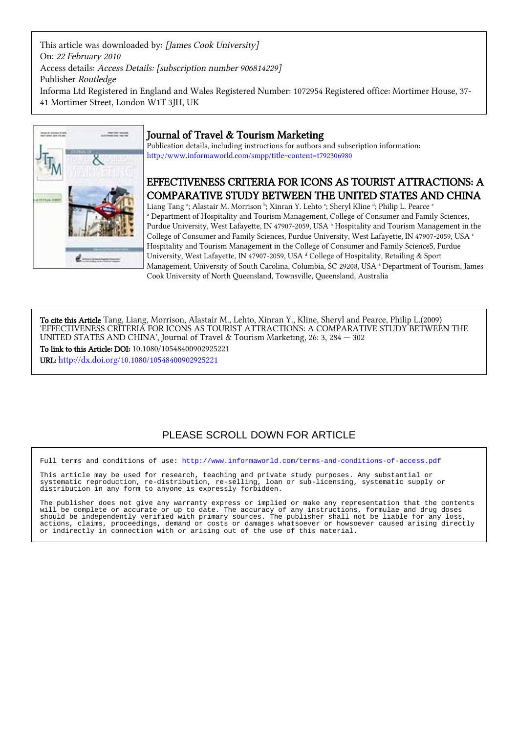This article was downloaded by: *[James Cook University]*
On: *22 February 2010*
Access details: *Access Details: [subscription number 906814229]*
Publisher *Routledge*
Informa Ltd Registered in England and Wales Registered Number: 1072954 Registered office: Mortimer House, 37-41 Mortimer Street, London W1T 3JH, UK

# Journal of Travel & Tourism Marketing

Publication details, including instructions for authors and subscription information:
http://www.informaworld.com/smpp/title~content=t792306980

## EFFECTIVENESS CRITERIA FOR ICONS AS TOURIST ATTRACTIONS: A COMPARATIVE STUDY BETWEEN THE UNITED STATES AND CHINA

Liang Tang [a]; Alastair M. Morrison [b]; Xinran Y. Lehto [c]; Sheryl Kline [d]; Philip L. Pearce [e]

[a] Department of Hospitality and Tourism Management, College of Consumer and Family Sciences, Purdue University, West Lafayette, IN 47907-2059, USA [b] Hospitality and Tourism Management in the College of Consumer and Family Sciences, Purdue University, West Lafayette, IN 47907-2059, USA [c] Hospitality and Tourism Management in the College of Consumer and Family ScienceS, Purdue University, West Lafayette, IN 47907-2059, USA [d] College of Hospitality, Retailing & Sport Management, University of South Carolina, Columbia, SC 29208, USA [e] Department of Tourism, James Cook University of North Queensland, Townsville, Queensland, Australia

**To cite this Article** Tang, Liang, Morrison, Alastair M., Lehto, Xinran Y., Kline, Sheryl and Pearce, Philip L.(2009) 'EFFECTIVENESS CRITERIA FOR ICONS AS TOURIST ATTRACTIONS: A COMPARATIVE STUDY BETWEEN THE UNITED STATES AND CHINA', Journal of Travel & Tourism Marketing, 26: 3, 284 — 302

**To link to this Article: DOI:** 10.1080/10548400902925221

**URL:** http://dx.doi.org/10.1080/10548400902925221

PLEASE SCROLL DOWN FOR ARTICLE

Full terms and conditions of use: http://www.informaworld.com/terms-and-conditions-of-access.pdf

This article may be used for research, teaching and private study purposes. Any substantial or systematic reproduction, re-distribution, re-selling, loan or sub-licensing, systematic supply or distribution in any form to anyone is expressly forbidden.

The publisher does not give any warranty express or implied or make any representation that the contents will be complete or accurate or up to date. The accuracy of any instructions, formulae and drug doses should be independently verified with primary sources. The publisher shall not be liable for any loss, actions, claims, proceedings, demand or costs or damages whatsoever or howsoever caused arising directly or indirectly in connection with or arising out of the use of this material.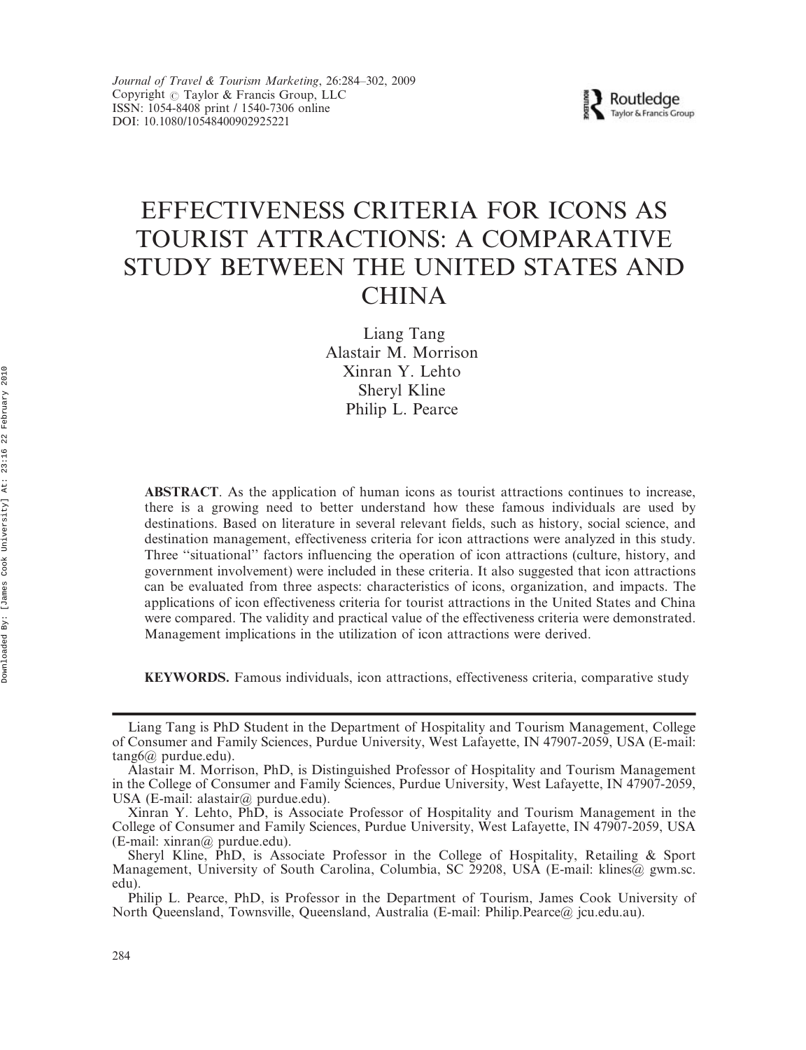# EFFECTIVENESS CRITERIA FOR ICONS AS TOURIST ATTRACTIONS: A COMPARATIVE STUDY BETWEEN THE UNITED STATES AND CHINA

Liang Tang
Alastair M. Morrison
Xinran Y. Lehto
Sheryl Kline
Philip L. Pearce

**ABSTRACT**. As the application of human icons as tourist attractions continues to increase, there is a growing need to better understand how these famous individuals are used by destinations. Based on literature in several relevant fields, such as history, social science, and destination management, effectiveness criteria for icon attractions were analyzed in this study. Three ''situational'' factors influencing the operation of icon attractions (culture, history, and government involvement) were included in these criteria. It also suggested that icon attractions can be evaluated from three aspects: characteristics of icons, organization, and impacts. The applications of icon effectiveness criteria for tourist attractions in the United States and China were compared. The validity and practical value of the effectiveness criteria were demonstrated. Management implications in the utilization of icon attractions were derived.

**KEYWORDS.** Famous individuals, icon attractions, effectiveness criteria, comparative study

---

Liang Tang is PhD Student in the Department of Hospitality and Tourism Management, College of Consumer and Family Sciences, Purdue University, West Lafayette, IN 47907-2059, USA (E-mail: tang6@ purdue.edu).

Alastair M. Morrison, PhD, is Distinguished Professor of Hospitality and Tourism Management in the College of Consumer and Family Sciences, Purdue University, West Lafayette, IN 47907-2059, USA (E-mail: alastair@ purdue.edu).

Xinran Y. Lehto, PhD, is Associate Professor of Hospitality and Tourism Management in the College of Consumer and Family Sciences, Purdue University, West Lafayette, IN 47907-2059, USA (E-mail: xinran@ purdue.edu).

Sheryl Kline, PhD, is Associate Professor in the College of Hospitality, Retailing & Sport Management, University of South Carolina, Columbia, SC 29208, USA (E-mail: klines@ gwm.sc. edu).

Philip L. Pearce, PhD, is Professor in the Department of Tourism, James Cook University of North Queensland, Townsville, Queensland, Australia (E-mail: Philip.Pearce@ jcu.edu.au).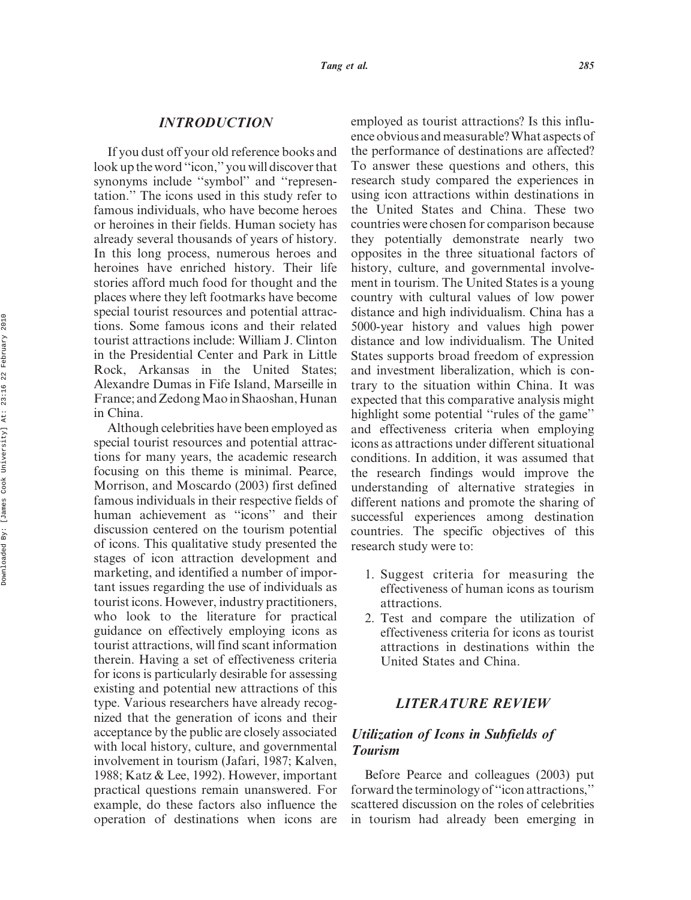## INTRODUCTION

If you dust off your old reference books and look up the word ''icon,'' you will discover that synonyms include ''symbol'' and ''representation.'' The icons used in this study refer to famous individuals, who have become heroes or heroines in their fields. Human society has already several thousands of years of history. In this long process, numerous heroes and heroines have enriched history. Their life stories afford much food for thought and the places where they left footmarks have become special tourist resources and potential attractions. Some famous icons and their related tourist attractions include: William J. Clinton in the Presidential Center and Park in Little Rock, Arkansas in the United States; Alexandre Dumas in Fife Island, Marseille in France; and Zedong Mao in Shaoshan, Hunan in China.

Although celebrities have been employed as special tourist resources and potential attractions for many years, the academic research focusing on this theme is minimal. Pearce, Morrison, and Moscardo (2003) first defined famous individuals in their respective fields of human achievement as ''icons'' and their discussion centered on the tourism potential of icons. This qualitative study presented the stages of icon attraction development and marketing, and identified a number of important issues regarding the use of individuals as tourist icons. However, industry practitioners, who look to the literature for practical guidance on effectively employing icons as tourist attractions, will find scant information therein. Having a set of effectiveness criteria for icons is particularly desirable for assessing existing and potential new attractions of this type. Various researchers have already recognized that the generation of icons and their acceptance by the public are closely associated with local history, culture, and governmental involvement in tourism (Jafari, 1987; Kalven, 1988; Katz & Lee, 1992). However, important practical questions remain unanswered. For example, do these factors also influence the operation of destinations when icons are employed as tourist attractions? Is this influence obvious and measurable? What aspects of the performance of destinations are affected? To answer these questions and others, this research study compared the experiences in using icon attractions within destinations in the United States and China. These two countries were chosen for comparison because they potentially demonstrate nearly two opposites in the three situational factors of history, culture, and governmental involvement in tourism. The United States is a young country with cultural values of low power distance and high individualism. China has a 5000-year history and values high power distance and low individualism. The United States supports broad freedom of expression and investment liberalization, which is contrary to the situation within China. It was expected that this comparative analysis might highlight some potential ''rules of the game'' and effectiveness criteria when employing icons as attractions under different situational conditions. In addition, it was assumed that the research findings would improve the understanding of alternative strategies in different nations and promote the sharing of successful experiences among destination countries. The specific objectives of this research study were to:

1. Suggest criteria for measuring the effectiveness of human icons as tourism attractions.
2. Test and compare the utilization of effectiveness criteria for icons as tourist attractions in destinations within the United States and China.

## LITERATURE REVIEW

### Utilization of Icons in Subfields of Tourism

Before Pearce and colleagues (2003) put forward the terminology of ''icon attractions,'' scattered discussion on the roles of celebrities in tourism had already been emerging in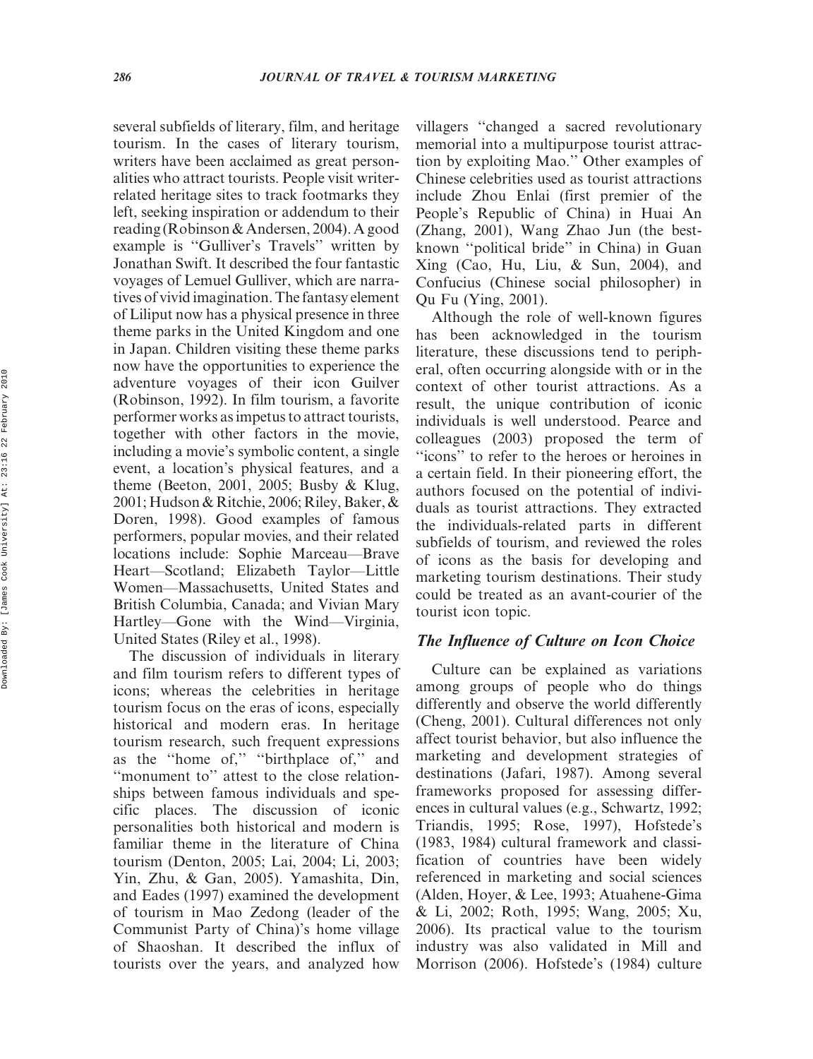several subfields of literary, film, and heritage tourism. In the cases of literary tourism, writers have been acclaimed as great personalities who attract tourists. People visit writer-related heritage sites to track footmarks they left, seeking inspiration or addendum to their reading (Robinson & Andersen, 2004). A good example is "Gulliver's Travels" written by Jonathan Swift. It described the four fantastic voyages of Lemuel Gulliver, which are narratives of vivid imagination. The fantasy element of Liliput now has a physical presence in three theme parks in the United Kingdom and one in Japan. Children visiting these theme parks now have the opportunities to experience the adventure voyages of their icon Guilver (Robinson, 1992). In film tourism, a favorite performer works as impetus to attract tourists, together with other factors in the movie, including a movie's symbolic content, a single event, a location's physical features, and a theme (Beeton, 2001, 2005; Busby & Klug, 2001; Hudson & Ritchie, 2006; Riley, Baker, & Doren, 1998). Good examples of famous performers, popular movies, and their related locations include: Sophie Marceau—Brave Heart—Scotland; Elizabeth Taylor—Little Women—Massachusetts, United States and British Columbia, Canada; and Vivian Mary Hartley—Gone with the Wind—Virginia, United States (Riley et al., 1998).

The discussion of individuals in literary and film tourism refers to different types of icons; whereas the celebrities in heritage tourism focus on the eras of icons, especially historical and modern eras. In heritage tourism research, such frequent expressions as the "home of," "birthplace of," and "monument to" attest to the close relationships between famous individuals and specific places. The discussion of iconic personalities both historical and modern is familiar theme in the literature of China tourism (Denton, 2005; Lai, 2004; Li, 2003; Yin, Zhu, & Gan, 2005). Yamashita, Din, and Eades (1997) examined the development of tourism in Mao Zedong (leader of the Communist Party of China)'s home village of Shaoshan. It described the influx of tourists over the years, and analyzed how villagers "changed a sacred revolutionary memorial into a multipurpose tourist attraction by exploiting Mao." Other examples of Chinese celebrities used as tourist attractions include Zhou Enlai (first premier of the People's Republic of China) in Huai An (Zhang, 2001), Wang Zhao Jun (the best-known "political bride" in China) in Guan Xing (Cao, Hu, Liu, & Sun, 2004), and Confucius (Chinese social philosopher) in Qu Fu (Ying, 2001).

Although the role of well-known figures has been acknowledged in the tourism literature, these discussions tend to peripheral, often occurring alongside with or in the context of other tourist attractions. As a result, the unique contribution of iconic individuals is well understood. Pearce and colleagues (2003) proposed the term of "icons" to refer to the heroes or heroines in a certain field. In their pioneering effort, the authors focused on the potential of individuals as tourist attractions. They extracted the individuals-related parts in different subfields of tourism, and reviewed the roles of icons as the basis for developing and marketing tourism destinations. Their study could be treated as an avant-courier of the tourist icon topic.

### *The Influence of Culture on Icon Choice*

Culture can be explained as variations among groups of people who do things differently and observe the world differently (Cheng, 2001). Cultural differences not only affect tourist behavior, but also influence the marketing and development strategies of destinations (Jafari, 1987). Among several frameworks proposed for assessing differences in cultural values (e.g., Schwartz, 1992; Triandis, 1995; Rose, 1997), Hofstede's (1983, 1984) cultural framework and classification of countries have been widely referenced in marketing and social sciences (Alden, Hoyer, & Lee, 1993; Atuahene-Gima & Li, 2002; Roth, 1995; Wang, 2005; Xu, 2006). Its practical value to the tourism industry was also validated in Mill and Morrison (2006). Hofstede's (1984) culture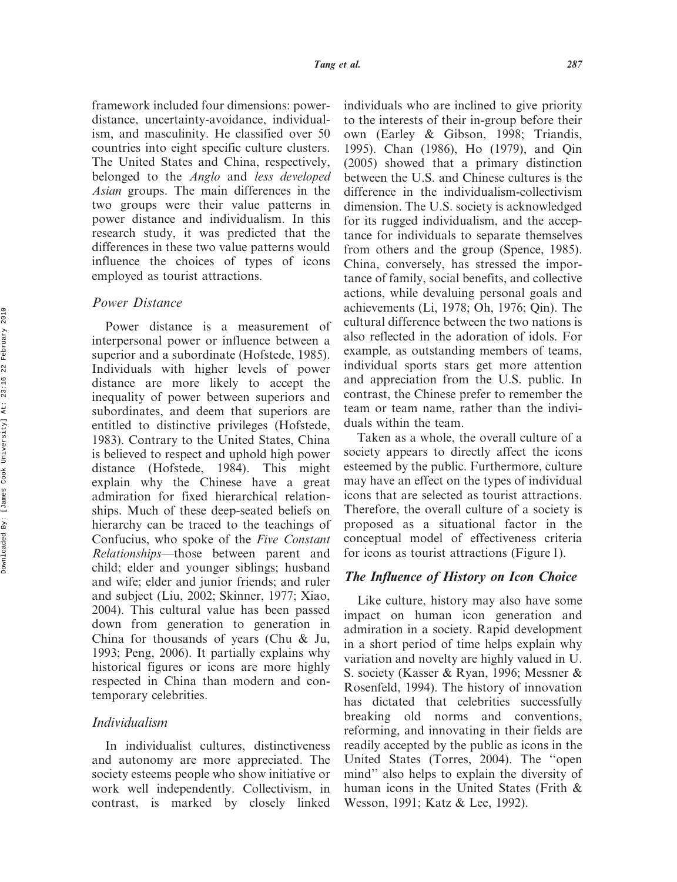framework included four dimensions: power-distance, uncertainty-avoidance, individualism, and masculinity. He classified over 50 countries into eight specific culture clusters. The United States and China, respectively, belonged to the *Anglo* and *less developed Asian* groups. The main differences in the two groups were their value patterns in power distance and individualism. In this research study, it was predicted that the differences in these two value patterns would influence the choices of types of icons employed as tourist attractions.

### *Power Distance*

Power distance is a measurement of interpersonal power or influence between a superior and a subordinate (Hofstede, 1985). Individuals with higher levels of power distance are more likely to accept the inequality of power between superiors and subordinates, and deem that superiors are entitled to distinctive privileges (Hofstede, 1983). Contrary to the United States, China is believed to respect and uphold high power distance (Hofstede, 1984). This might explain why the Chinese have a great admiration for fixed hierarchical relationships. Much of these deep-seated beliefs on hierarchy can be traced to the teachings of Confucius, who spoke of the *Five Constant Relationships*—those between parent and child; elder and younger siblings; husband and wife; elder and junior friends; and ruler and subject (Liu, 2002; Skinner, 1977; Xiao, 2004). This cultural value has been passed down from generation to generation in China for thousands of years (Chu & Ju, 1993; Peng, 2006). It partially explains why historical figures or icons are more highly respected in China than modern and contemporary celebrities.

### *Individualism*

In individualist cultures, distinctiveness and autonomy are more appreciated. The society esteems people who show initiative or work well independently. Collectivism, in contrast, is marked by closely linked individuals who are inclined to give priority to the interests of their in-group before their own (Earley & Gibson, 1998; Triandis, 1995). Chan (1986), Ho (1979), and Qin (2005) showed that a primary distinction between the U.S. and Chinese cultures is the difference in the individualism-collectivism dimension. The U.S. society is acknowledged for its rugged individualism, and the acceptance for individuals to separate themselves from others and the group (Spence, 1985). China, conversely, has stressed the importance of family, social benefits, and collective actions, while devaluing personal goals and achievements (Li, 1978; Oh, 1976; Qin). The cultural difference between the two nations is also reflected in the adoration of idols. For example, as outstanding members of teams, individual sports stars get more attention and appreciation from the U.S. public. In contrast, the Chinese prefer to remember the team or team name, rather than the individuals within the team.

Taken as a whole, the overall culture of a society appears to directly affect the icons esteemed by the public. Furthermore, culture may have an effect on the types of individual icons that are selected as tourist attractions. Therefore, the overall culture of a society is proposed as a situational factor in the conceptual model of effectiveness criteria for icons as tourist attractions (Figure 1).

## ***The Influence of History on Icon Choice***

Like culture, history may also have some impact on human icon generation and admiration in a society. Rapid development in a short period of time helps explain why variation and novelty are highly valued in U. S. society (Kasser & Ryan, 1996; Messner & Rosenfeld, 1994). The history of innovation has dictated that celebrities successfully breaking old norms and conventions, reforming, and innovating in their fields are readily accepted by the public as icons in the United States (Torres, 2004). The ''open mind'' also helps to explain the diversity of human icons in the United States (Frith & Wesson, 1991; Katz & Lee, 1992).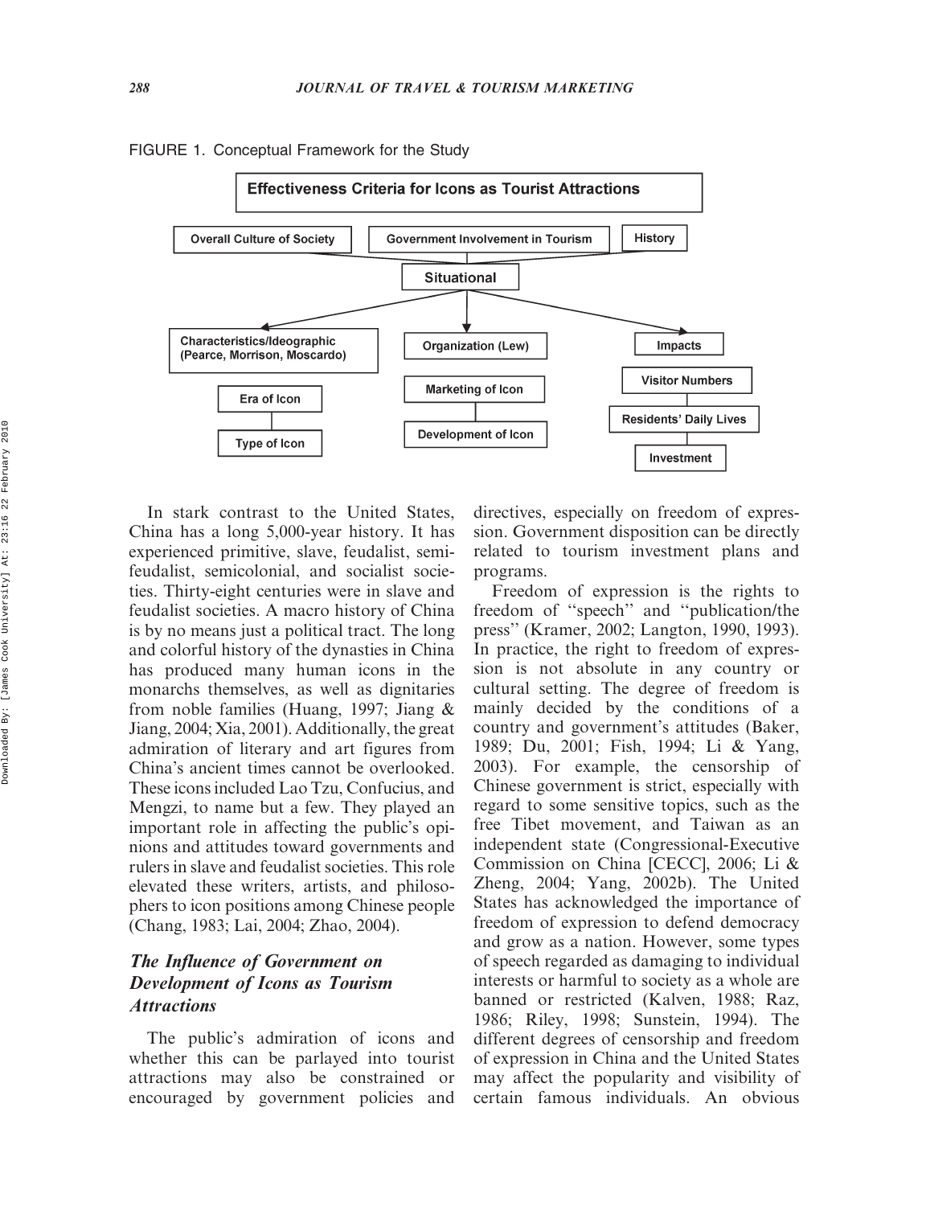FIGURE 1. Conceptual Framework for the Study

Effectiveness Criteria for Icons as Tourist Attractions

Overall Culture of Society | Government Involvement in Tourism | History

Situational

Characteristics/Ideographic (Pearce, Morrison, Moscardo) — Era of Icon — Type of Icon

Organization (Lew) — Marketing of Icon — Development of Icon

Impacts — Visitor Numbers — Residents' Daily Lives — Investment

In stark contrast to the United States, China has a long 5,000-year history. It has experienced primitive, slave, feudalist, semi-feudalist, semicolonial, and socialist societies. Thirty-eight centuries were in slave and feudalist societies. A macro history of China is by no means just a political tract. The long and colorful history of the dynasties in China has produced many human icons in the monarchs themselves, as well as dignitaries from noble families (Huang, 1997; Jiang & Jiang, 2004; Xia, 2001). Additionally, the great admiration of literary and art figures from China's ancient times cannot be overlooked. These icons included Lao Tzu, Confucius, and Mengzi, to name but a few. They played an important role in affecting the public's opinions and attitudes toward governments and rulers in slave and feudalist societies. This role elevated these writers, artists, and philosophers to icon positions among Chinese people (Chang, 1983; Lai, 2004; Zhao, 2004).

## *The Influence of Government on Development of Icons as Tourism Attractions*

The public's admiration of icons and whether this can be parlayed into tourist attractions may also be constrained or encouraged by government policies and directives, especially on freedom of expression. Government disposition can be directly related to tourism investment plans and programs.

Freedom of expression is the rights to freedom of "speech" and "publication/the press" (Kramer, 2002; Langton, 1990, 1993). In practice, the right to freedom of expression is not absolute in any country or cultural setting. The degree of freedom is mainly decided by the conditions of a country and government's attitudes (Baker, 1989; Du, 2001; Fish, 1994; Li & Yang, 2003). For example, the censorship of Chinese government is strict, especially with regard to some sensitive topics, such as the free Tibet movement, and Taiwan as an independent state (Congressional-Executive Commission on China [CECC], 2006; Li & Zheng, 2004; Yang, 2002b). The United States has acknowledged the importance of freedom of expression to defend democracy and grow as a nation. However, some types of speech regarded as damaging to individual interests or harmful to society as a whole are banned or restricted (Kalven, 1988; Raz, 1986; Riley, 1998; Sunstein, 1994). The different degrees of censorship and freedom of expression in China and the United States may affect the popularity and visibility of certain famous individuals. An obvious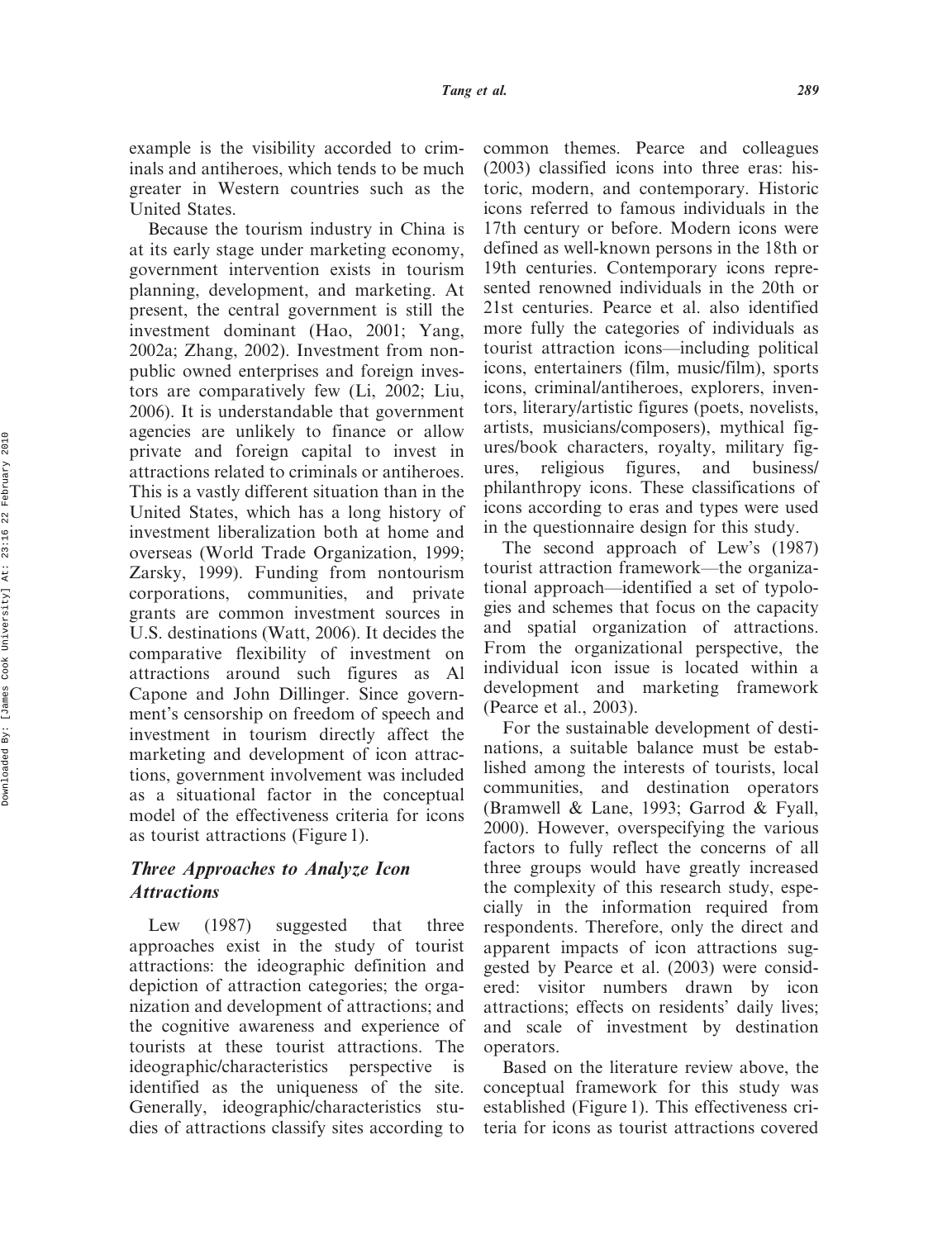example is the visibility accorded to criminals and antiheroes, which tends to be much greater in Western countries such as the United States.

Because the tourism industry in China is at its early stage under marketing economy, government intervention exists in tourism planning, development, and marketing. At present, the central government is still the investment dominant (Hao, 2001; Yang, 2002a; Zhang, 2002). Investment from nonpublic owned enterprises and foreign investors are comparatively few (Li, 2002; Liu, 2006). It is understandable that government agencies are unlikely to finance or allow private and foreign capital to invest in attractions related to criminals or antiheroes. This is a vastly different situation than in the United States, which has a long history of investment liberalization both at home and overseas (World Trade Organization, 1999; Zarsky, 1999). Funding from nontourism corporations, communities, and private grants are common investment sources in U.S. destinations (Watt, 2006). It decides the comparative flexibility of investment on attractions around such figures as Al Capone and John Dillinger. Since government's censorship on freedom of speech and investment in tourism directly affect the marketing and development of icon attractions, government involvement was included as a situational factor in the conceptual model of the effectiveness criteria for icons as tourist attractions (Figure 1).

## *Three Approaches to Analyze Icon Attractions*

Lew (1987) suggested that three approaches exist in the study of tourist attractions: the ideographic definition and depiction of attraction categories; the organization and development of attractions; and the cognitive awareness and experience of tourists at these tourist attractions. The ideographic/characteristics perspective is identified as the uniqueness of the site. Generally, ideographic/characteristics studies of attractions classify sites according to common themes. Pearce and colleagues (2003) classified icons into three eras: historic, modern, and contemporary. Historic icons referred to famous individuals in the 17th century or before. Modern icons were defined as well-known persons in the 18th or 19th centuries. Contemporary icons represented renowned individuals in the 20th or 21st centuries. Pearce et al. also identified more fully the categories of individuals as tourist attraction icons—including political icons, entertainers (film, music/film), sports icons, criminal/antiheroes, explorers, inventors, literary/artistic figures (poets, novelists, artists, musicians/composers), mythical figures/book characters, royalty, military figures, religious figures, and business/philanthropy icons. These classifications of icons according to eras and types were used in the questionnaire design for this study.

The second approach of Lew's (1987) tourist attraction framework—the organizational approach—identified a set of typologies and schemes that focus on the capacity and spatial organization of attractions. From the organizational perspective, the individual icon issue is located within a development and marketing framework (Pearce et al., 2003).

For the sustainable development of destinations, a suitable balance must be established among the interests of tourists, local communities, and destination operators (Bramwell & Lane, 1993; Garrod & Fyall, 2000). However, overspecifying the various factors to fully reflect the concerns of all three groups would have greatly increased the complexity of this research study, especially in the information required from respondents. Therefore, only the direct and apparent impacts of icon attractions suggested by Pearce et al. (2003) were considered: visitor numbers drawn by icon attractions; effects on residents' daily lives; and scale of investment by destination operators.

Based on the literature review above, the conceptual framework for this study was established (Figure 1). This effectiveness criteria for icons as tourist attractions covered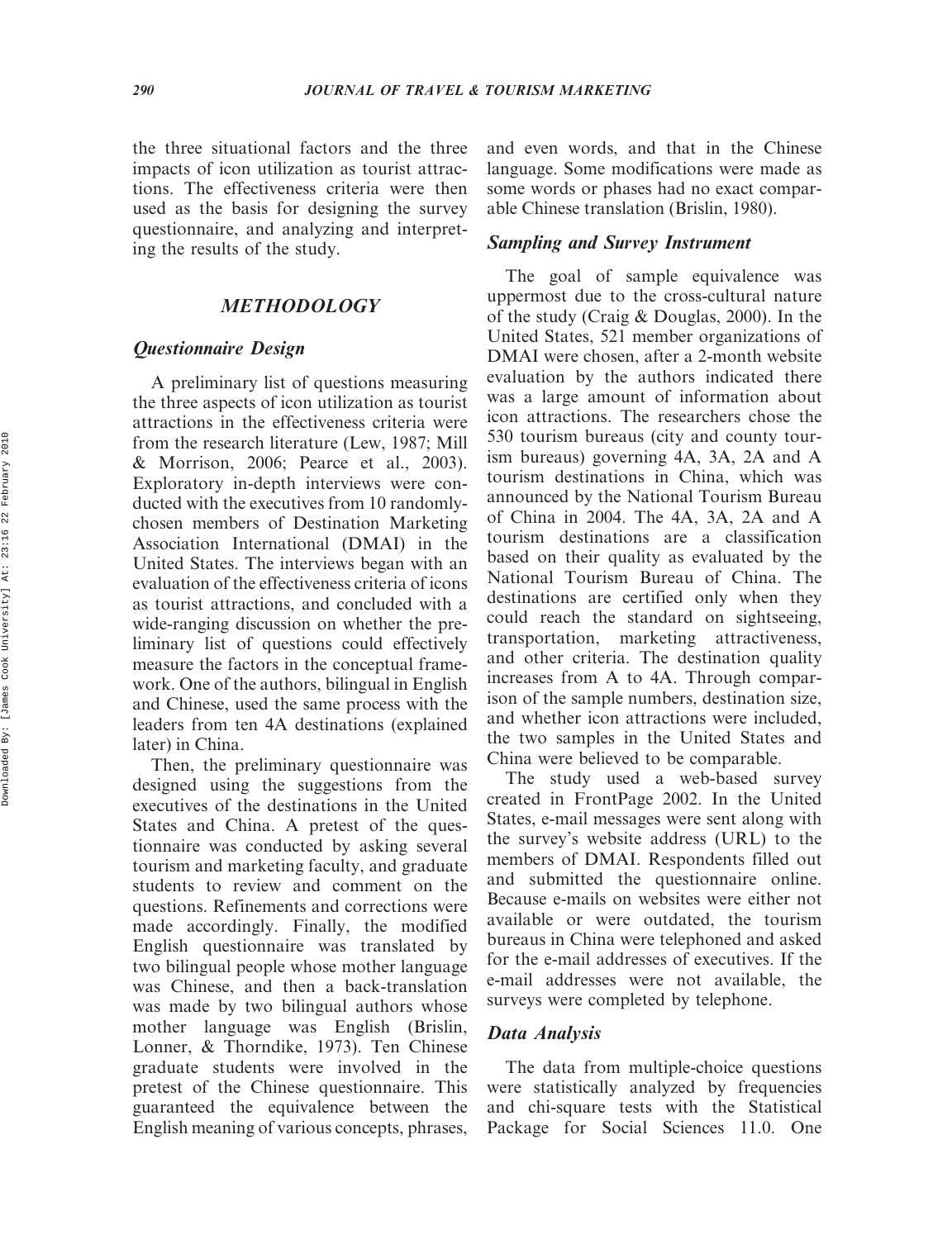the three situational factors and the three impacts of icon utilization as tourist attractions. The effectiveness criteria were then used as the basis for designing the survey questionnaire, and analyzing and interpreting the results of the study.

## METHODOLOGY

### Questionnaire Design

A preliminary list of questions measuring the three aspects of icon utilization as tourist attractions in the effectiveness criteria were from the research literature (Lew, 1987; Mill & Morrison, 2006; Pearce et al., 2003). Exploratory in-depth interviews were conducted with the executives from 10 randomly-chosen members of Destination Marketing Association International (DMAI) in the United States. The interviews began with an evaluation of the effectiveness criteria of icons as tourist attractions, and concluded with a wide-ranging discussion on whether the preliminary list of questions could effectively measure the factors in the conceptual framework. One of the authors, bilingual in English and Chinese, used the same process with the leaders from ten 4A destinations (explained later) in China.

Then, the preliminary questionnaire was designed using the suggestions from the executives of the destinations in the United States and China. A pretest of the questionnaire was conducted by asking several tourism and marketing faculty, and graduate students to review and comment on the questions. Refinements and corrections were made accordingly. Finally, the modified English questionnaire was translated by two bilingual people whose mother language was Chinese, and then a back-translation was made by two bilingual authors whose mother language was English (Brislin, Lonner, & Thorndike, 1973). Ten Chinese graduate students were involved in the pretest of the Chinese questionnaire. This guaranteed the equivalence between the English meaning of various concepts, phrases, and even words, and that in the Chinese language. Some modifications were made as some words or phases had no exact comparable Chinese translation (Brislin, 1980).

### Sampling and Survey Instrument

The goal of sample equivalence was uppermost due to the cross-cultural nature of the study (Craig & Douglas, 2000). In the United States, 521 member organizations of DMAI were chosen, after a 2-month website evaluation by the authors indicated there was a large amount of information about icon attractions. The researchers chose the 530 tourism bureaus (city and county tourism bureaus) governing 4A, 3A, 2A and A tourism destinations in China, which was announced by the National Tourism Bureau of China in 2004. The 4A, 3A, 2A and A tourism destinations are a classification based on their quality as evaluated by the National Tourism Bureau of China. The destinations are certified only when they could reach the standard on sightseeing, transportation, marketing attractiveness, and other criteria. The destination quality increases from A to 4A. Through comparison of the sample numbers, destination size, and whether icon attractions were included, the two samples in the United States and China were believed to be comparable.

The study used a web-based survey created in FrontPage 2002. In the United States, e-mail messages were sent along with the survey's website address (URL) to the members of DMAI. Respondents filled out and submitted the questionnaire online. Because e-mails on websites were either not available or were outdated, the tourism bureaus in China were telephoned and asked for the e-mail addresses of executives. If the e-mail addresses were not available, the surveys were completed by telephone.

### Data Analysis

The data from multiple-choice questions were statistically analyzed by frequencies and chi-square tests with the Statistical Package for Social Sciences 11.0. One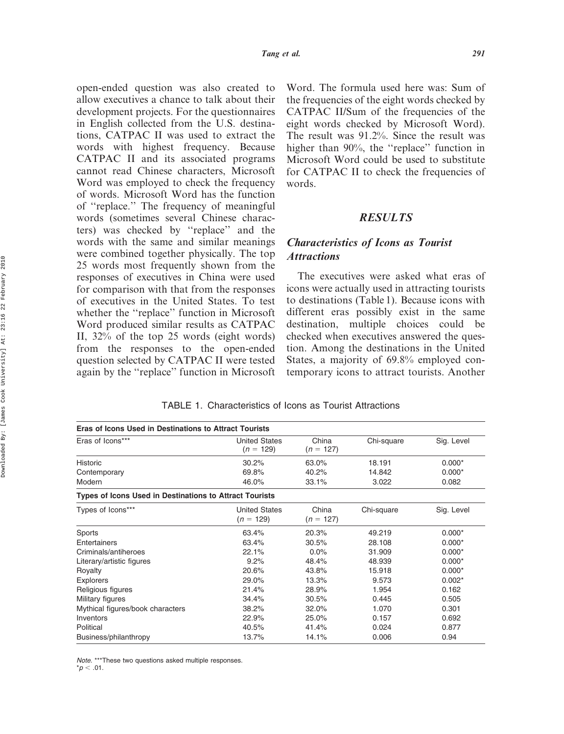open-ended question was also created to allow executives a chance to talk about their development projects. For the questionnaires in English collected from the U.S. destinations, CATPAC II was used to extract the words with highest frequency. Because CATPAC II and its associated programs cannot read Chinese characters, Microsoft Word was employed to check the frequency of words. Microsoft Word has the function of ''replace.'' The frequency of meaningful words (sometimes several Chinese characters) was checked by ''replace'' and the words with the same and similar meanings were combined together physically. The top 25 words most frequently shown from the responses of executives in China were used for comparison with that from the responses of executives in the United States. To test whether the ''replace'' function in Microsoft Word produced similar results as CATPAC II, 32% of the top 25 words (eight words) from the responses to the open-ended question selected by CATPAC II were tested again by the ''replace'' function in Microsoft Word. The formula used here was: Sum of the frequencies of the eight words checked by CATPAC II/Sum of the frequencies of the eight words checked by Microsoft Word). The result was 91.2%. Since the result was higher than 90%, the ''replace'' function in Microsoft Word could be used to substitute for CATPAC II to check the frequencies of words.

## *RESULTS*

### *Characteristics of Icons as Tourist Attractions*

The executives were asked what eras of icons were actually used in attracting tourists to destinations (Table 1). Because icons with different eras possibly exist in the same destination, multiple choices could be checked when executives answered the question. Among the destinations in the United States, a majority of 69.8% employed contemporary icons to attract tourists. Another

TABLE 1. Characteristics of Icons as Tourist Attractions

| **Eras of Icons Used in Destinations to Attract Tourists** | | | | |
|---|---|---|---|---|
| Eras of Icons*** | United States ($n$ = 129) | China ($n$ = 127) | Chi-square | Sig. Level |
| Historic | 30.2% | 63.0% | 18.191 | 0.000* |
| Contemporary | 69.8% | 40.2% | 14.842 | 0.000* |
| Modern | 46.0% | 33.1% | 3.022 | 0.082 |
| **Types of Icons Used in Destinations to Attract Tourists** | | | | |
| Types of Icons*** | United States ($n$ = 129) | China ($n$ = 127) | Chi-square | Sig. Level |
| Sports | 63.4% | 20.3% | 49.219 | 0.000* |
| Entertainers | 63.4% | 30.5% | 28.108 | 0.000* |
| Criminals/antiheroes | 22.1% | 0.0% | 31.909 | 0.000* |
| Literary/artistic figures | 9.2% | 48.4% | 48.939 | 0.000* |
| Royalty | 20.6% | 43.8% | 15.918 | 0.000* |
| Explorers | 29.0% | 13.3% | 9.573 | 0.002* |
| Religious figures | 21.4% | 28.9% | 1.954 | 0.162 |
| Military figures | 34.4% | 30.5% | 0.445 | 0.505 |
| Mythical figures/book characters | 38.2% | 32.0% | 1.070 | 0.301 |
| Inventors | 22.9% | 25.0% | 0.157 | 0.692 |
| Political | 40.5% | 41.4% | 0.024 | 0.877 |
| Business/philanthropy | 13.7% | 14.1% | 0.006 | 0.94 |

*Note*. ***These two questions asked multiple responses.
*$p < .01$.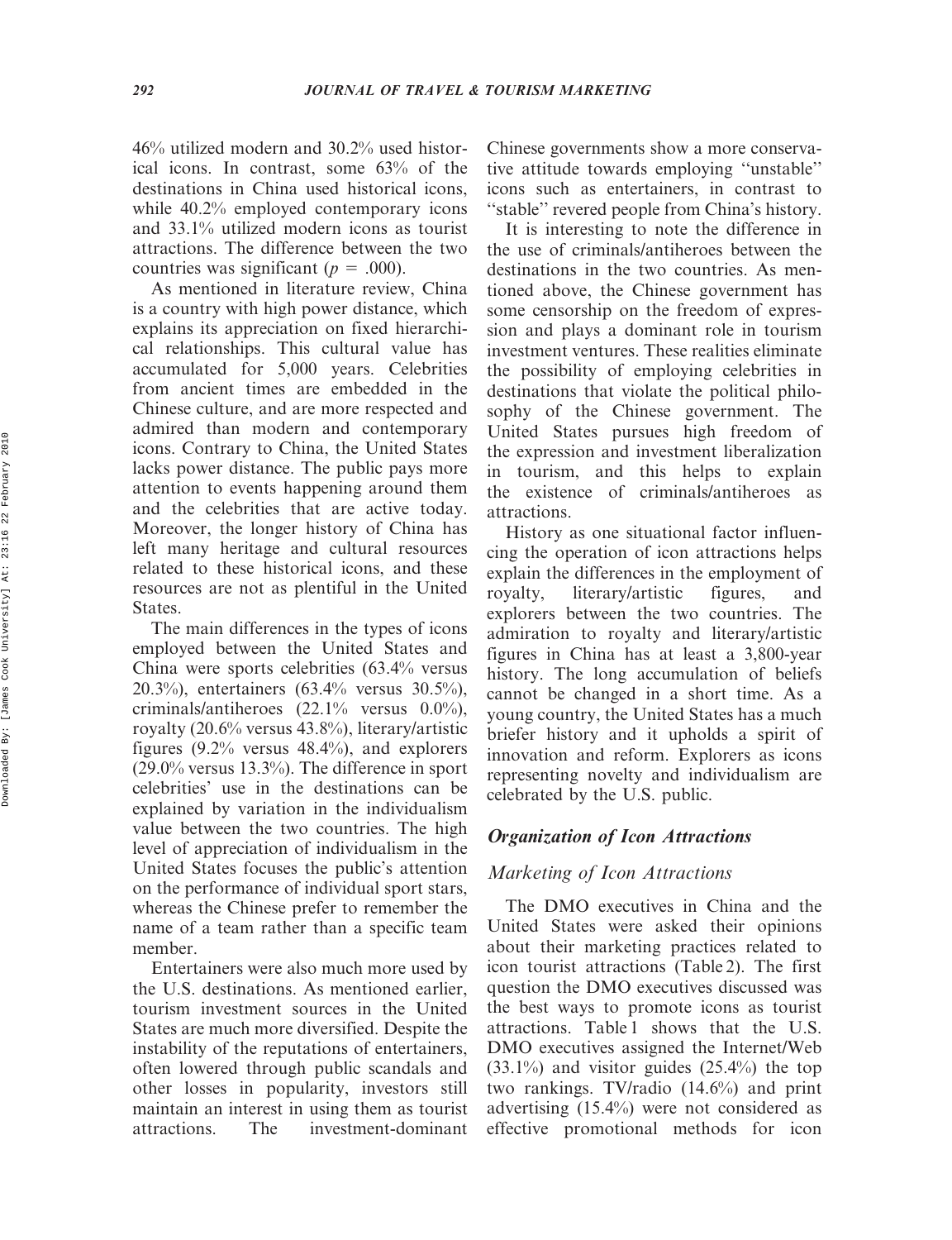46% utilized modern and 30.2% used historical icons. In contrast, some 63% of the destinations in China used historical icons, while 40.2% employed contemporary icons and 33.1% utilized modern icons as tourist attractions. The difference between the two countries was significant ($p = .000$).

As mentioned in literature review, China is a country with high power distance, which explains its appreciation on fixed hierarchical relationships. This cultural value has accumulated for 5,000 years. Celebrities from ancient times are embedded in the Chinese culture, and are more respected and admired than modern and contemporary icons. Contrary to China, the United States lacks power distance. The public pays more attention to events happening around them and the celebrities that are active today. Moreover, the longer history of China has left many heritage and cultural resources related to these historical icons, and these resources are not as plentiful in the United States.

The main differences in the types of icons employed between the United States and China were sports celebrities (63.4% versus 20.3%), entertainers (63.4% versus 30.5%), criminals/antiheroes (22.1% versus 0.0%), royalty (20.6% versus 43.8%), literary/artistic figures (9.2% versus 48.4%), and explorers (29.0% versus 13.3%). The difference in sport celebrities' use in the destinations can be explained by variation in the individualism value between the two countries. The high level of appreciation of individualism in the United States focuses the public's attention on the performance of individual sport stars, whereas the Chinese prefer to remember the name of a team rather than a specific team member.

Entertainers were also much more used by the U.S. destinations. As mentioned earlier, tourism investment sources in the United States are much more diversified. Despite the instability of the reputations of entertainers, often lowered through public scandals and other losses in popularity, investors still maintain an interest in using them as tourist attractions. The investment-dominant Chinese governments show a more conservative attitude towards employing "unstable" icons such as entertainers, in contrast to "stable" revered people from China's history.

It is interesting to note the difference in the use of criminals/antiheroes between the destinations in the two countries. As mentioned above, the Chinese government has some censorship on the freedom of expression and plays a dominant role in tourism investment ventures. These realities eliminate the possibility of employing celebrities in destinations that violate the political philosophy of the Chinese government. The United States pursues high freedom of the expression and investment liberalization in tourism, and this helps to explain the existence of criminals/antiheroes as attractions.

History as one situational factor influencing the operation of icon attractions helps explain the differences in the employment of royalty, literary/artistic figures, and explorers between the two countries. The admiration to royalty and literary/artistic figures in China has at least a 3,800-year history. The long accumulation of beliefs cannot be changed in a short time. As a young country, the United States has a much briefer history and it upholds a spirit of innovation and reform. Explorers as icons representing novelty and individualism are celebrated by the U.S. public.

## *Organization of Icon Attractions*

### *Marketing of Icon Attractions*

The DMO executives in China and the United States were asked their opinions about their marketing practices related to icon tourist attractions (Table 2). The first question the DMO executives discussed was the best ways to promote icons as tourist attractions. Table 1 shows that the U.S. DMO executives assigned the Internet/Web (33.1%) and visitor guides (25.4%) the top two rankings. TV/radio (14.6%) and print advertising (15.4%) were not considered as effective promotional methods for icon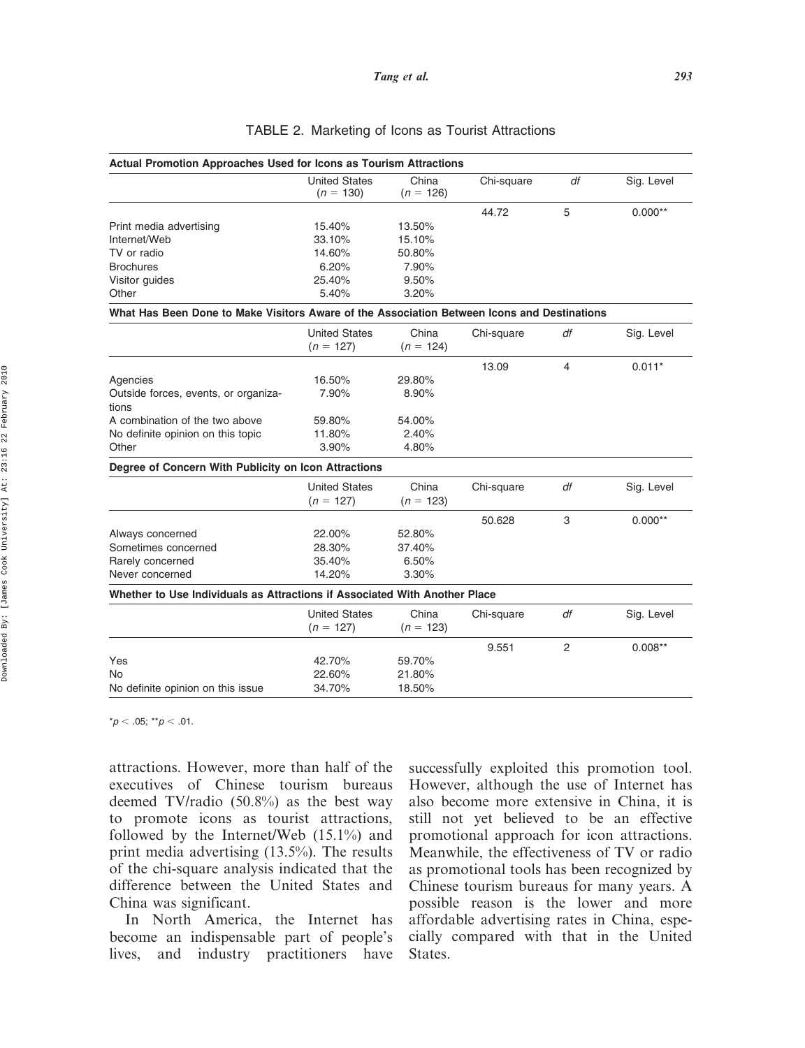TABLE 2. Marketing of Icons as Tourist Attractions

| **Actual Promotion Approaches Used for Icons as Tourism Attractions** | | | | | |
|---|---|---|---|---|---|
| | United States ($n$ = 130) | China ($n$ = 126) | Chi-square | *df* | Sig. Level |
| | | | 44.72 | 5 | 0.000** |
| Print media advertising | 15.40% | 13.50% | | | |
| Internet/Web | 33.10% | 15.10% | | | |
| TV or radio | 14.60% | 50.80% | | | |
| Brochures | 6.20% | 7.90% | | | |
| Visitor guides | 25.40% | 9.50% | | | |
| Other | 5.40% | 3.20% | | | |
| **What Has Been Done to Make Visitors Aware of the Association Between Icons and Destinations** | | | | | |
| | United States ($n$ = 127) | China ($n$ = 124) | Chi-square | *df* | Sig. Level |
| | | | 13.09 | 4 | 0.011* |
| Agencies | 16.50% | 29.80% | | | |
| Outside forces, events, or organizations | 7.90% | 8.90% | | | |
| A combination of the two above | 59.80% | 54.00% | | | |
| No definite opinion on this topic | 11.80% | 2.40% | | | |
| Other | 3.90% | 4.80% | | | |
| **Degree of Concern With Publicity on Icon Attractions** | | | | | |
| | United States ($n$ = 127) | China ($n$ = 123) | Chi-square | *df* | Sig. Level |
| | | | 50.628 | 3 | 0.000** |
| Always concerned | 22.00% | 52.80% | | | |
| Sometimes concerned | 28.30% | 37.40% | | | |
| Rarely concerned | 35.40% | 6.50% | | | |
| Never concerned | 14.20% | 3.30% | | | |
| **Whether to Use Individuals as Attractions if Associated With Another Place** | | | | | |
| | United States ($n$ = 127) | China ($n$ = 123) | Chi-square | *df* | Sig. Level |
| | | | 9.551 | 2 | 0.008** |
| Yes | 42.70% | 59.70% | | | |
| No | 22.60% | 21.80% | | | |
| No definite opinion on this issue | 34.70% | 18.50% | | | |

*$p < .05$; **$p < .01$.

attractions. However, more than half of the executives of Chinese tourism bureaus deemed TV/radio (50.8%) as the best way to promote icons as tourist attractions, followed by the Internet/Web (15.1%) and print media advertising (13.5%). The results of the chi-square analysis indicated that the difference between the United States and China was significant.

In North America, the Internet has become an indispensable part of people's lives, and industry practitioners have successfully exploited this promotion tool. However, although the use of Internet has also become more extensive in China, it is still not yet believed to be an effective promotional approach for icon attractions. Meanwhile, the effectiveness of TV or radio as promotional tools has been recognized by Chinese tourism bureaus for many years. A possible reason is the lower and more affordable advertising rates in China, especially compared with that in the United States.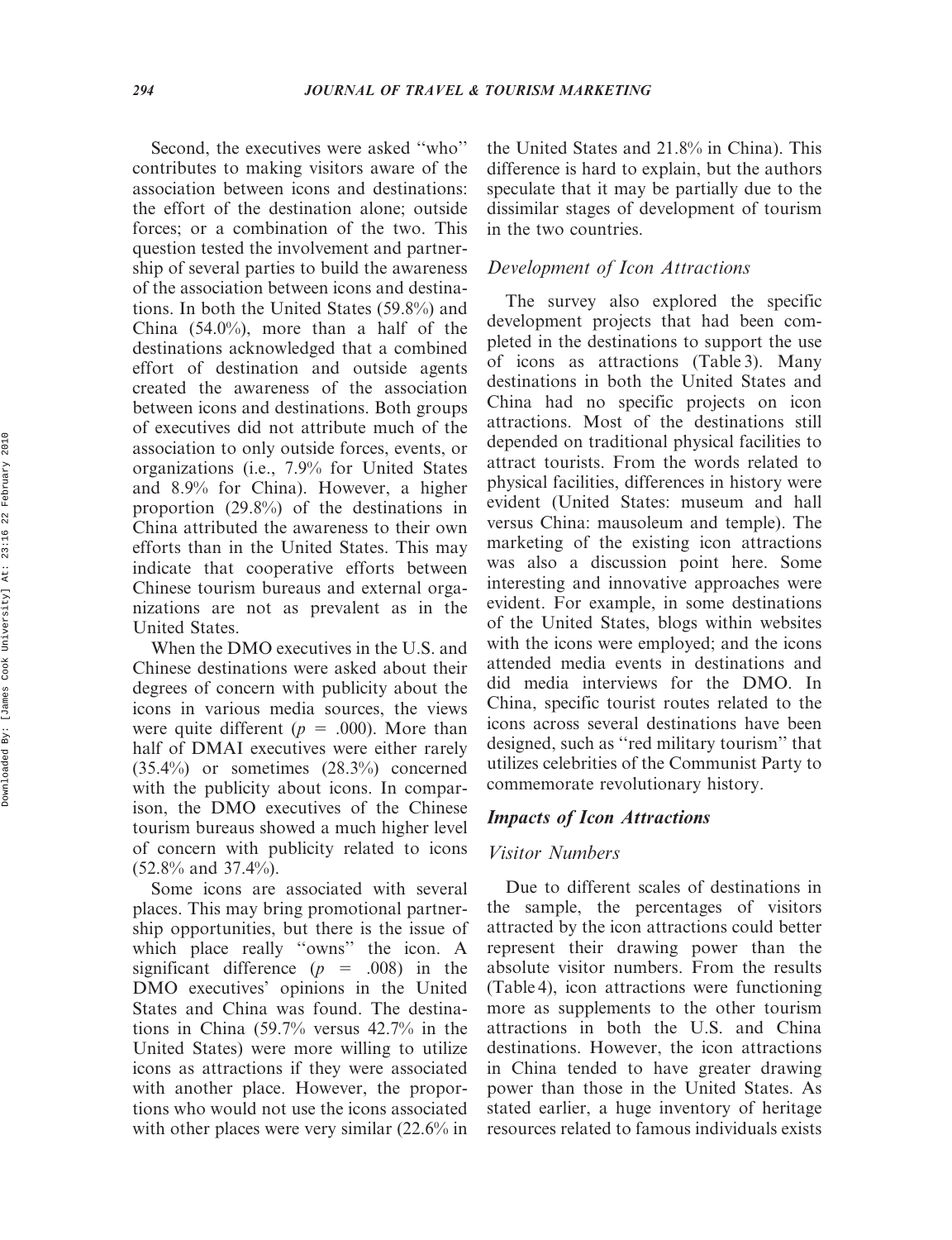Second, the executives were asked "who" contributes to making visitors aware of the association between icons and destinations: the effort of the destination alone; outside forces; or a combination of the two. This question tested the involvement and partnership of several parties to build the awareness of the association between icons and destinations. In both the United States (59.8%) and China (54.0%), more than a half of the destinations acknowledged that a combined effort of destination and outside agents created the awareness of the association between icons and destinations. Both groups of executives did not attribute much of the association to only outside forces, events, or organizations (i.e., 7.9% for United States and 8.9% for China). However, a higher proportion (29.8%) of the destinations in China attributed the awareness to their own efforts than in the United States. This may indicate that cooperative efforts between Chinese tourism bureaus and external organizations are not as prevalent as in the United States.

When the DMO executives in the U.S. and Chinese destinations were asked about their degrees of concern with publicity about the icons in various media sources, the views were quite different ($p$ = .000). More than half of DMAI executives were either rarely (35.4%) or sometimes (28.3%) concerned with the publicity about icons. In comparison, the DMO executives of the Chinese tourism bureaus showed a much higher level of concern with publicity related to icons (52.8% and 37.4%).

Some icons are associated with several places. This may bring promotional partnership opportunities, but there is the issue of which place really "owns" the icon. A significant difference ($p$ = .008) in the DMO executives' opinions in the United States and China was found. The destinations in China (59.7% versus 42.7% in the United States) were more willing to utilize icons as attractions if they were associated with another place. However, the proportions who would not use the icons associated with other places were very similar (22.6% in the United States and 21.8% in China). This difference is hard to explain, but the authors speculate that it may be partially due to the dissimilar stages of development of tourism in the two countries.

### *Development of Icon Attractions*

The survey also explored the specific development projects that had been completed in the destinations to support the use of icons as attractions (Table 3). Many destinations in both the United States and China had no specific projects on icon attractions. Most of the destinations still depended on traditional physical facilities to attract tourists. From the words related to physical facilities, differences in history were evident (United States: museum and hall versus China: mausoleum and temple). The marketing of the existing icon attractions was also a discussion point here. Some interesting and innovative approaches were evident. For example, in some destinations of the United States, blogs within websites with the icons were employed; and the icons attended media events in destinations and did media interviews for the DMO. In China, specific tourist routes related to the icons across several destinations have been designed, such as "red military tourism" that utilizes celebrities of the Communist Party to commemorate revolutionary history.

## *Impacts of Icon Attractions*

### *Visitor Numbers*

Due to different scales of destinations in the sample, the percentages of visitors attracted by the icon attractions could better represent their drawing power than the absolute visitor numbers. From the results (Table 4), icon attractions were functioning more as supplements to the other tourism attractions in both the U.S. and China destinations. However, the icon attractions in China tended to have greater drawing power than those in the United States. As stated earlier, a huge inventory of heritage resources related to famous individuals exists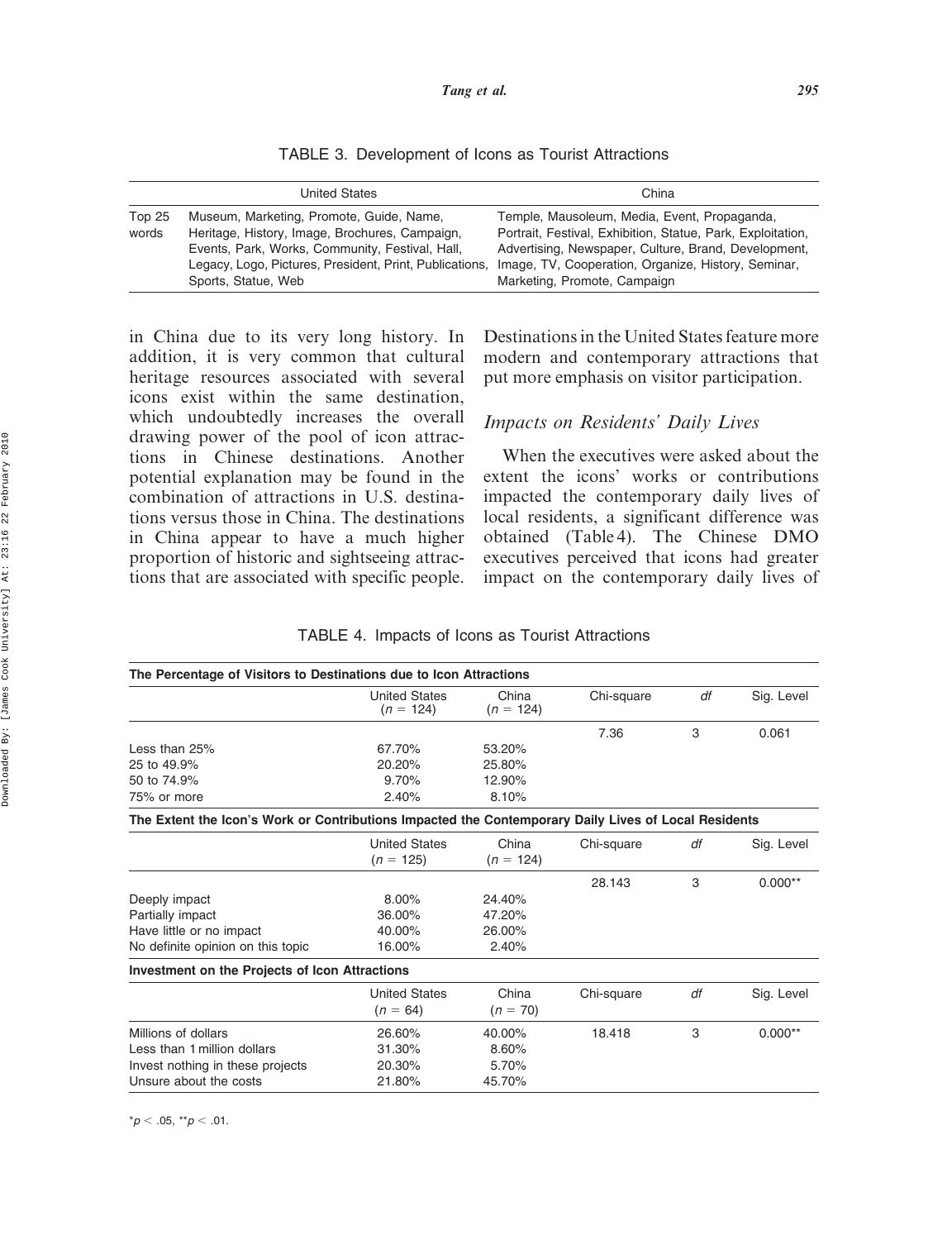TABLE 3. Development of Icons as Tourist Attractions

| | United States | China |
|---|---|---|
| Top 25 words | Museum, Marketing, Promote, Guide, Name, Heritage, History, Image, Brochures, Campaign, Events, Park, Works, Community, Festival, Hall, Legacy, Logo, Pictures, President, Print, Publications, Sports, Statue, Web | Temple, Mausoleum, Media, Event, Propaganda, Portrait, Festival, Exhibition, Statue, Park, Exploitation, Advertising, Newspaper, Culture, Brand, Development, Image, TV, Cooperation, Organize, History, Seminar, Marketing, Promote, Campaign |

in China due to its very long history. In addition, it is very common that cultural heritage resources associated with several icons exist within the same destination, which undoubtedly increases the overall drawing power of the pool of icon attractions in Chinese destinations. Another potential explanation may be found in the combination of attractions in U.S. destinations versus those in China. The destinations in China appear to have a much higher proportion of historic and sightseeing attractions that are associated with specific people. Destinations in the United States feature more modern and contemporary attractions that put more emphasis on visitor participation.

### *Impacts on Residents' Daily Lives*

When the executives were asked about the extent the icons' works or contributions impacted the contemporary daily lives of local residents, a significant difference was obtained (Table 4). The Chinese DMO executives perceived that icons had greater impact on the contemporary daily lives of

TABLE 4. Impacts of Icons as Tourist Attractions

| **The Percentage of Visitors to Destinations due to Icon Attractions** | | | | | |
|---|---|---|---|---|---|
| | United States ($n = 124$) | China ($n = 124$) | Chi-square | *df* | Sig. Level |
| | | | 7.36 | 3 | 0.061 |
| Less than 25% | 67.70% | 53.20% | | | |
| 25 to 49.9% | 20.20% | 25.80% | | | |
| 50 to 74.9% | 9.70% | 12.90% | | | |
| 75% or more | 2.40% | 8.10% | | | |
| **The Extent the Icon's Work or Contributions Impacted the Contemporary Daily Lives of Local Residents** | | | | | |
| | United States ($n = 125$) | China ($n = 124$) | Chi-square | *df* | Sig. Level |
| | | | 28.143 | 3 | 0.000** |
| Deeply impact | 8.00% | 24.40% | | | |
| Partially impact | 36.00% | 47.20% | | | |
| Have little or no impact | 40.00% | 26.00% | | | |
| No definite opinion on this topic | 16.00% | 2.40% | | | |
| **Investment on the Projects of Icon Attractions** | | | | | |
| | United States ($n = 64$) | China ($n = 70$) | Chi-square | *df* | Sig. Level |
| Millions of dollars | 26.60% | 40.00% | 18.418 | 3 | 0.000** |
| Less than 1 million dollars | 31.30% | 8.60% | | | |
| Invest nothing in these projects | 20.30% | 5.70% | | | |
| Unsure about the costs | 21.80% | 45.70% | | | |

$^{*}p < .05$, $^{**}p < .01$.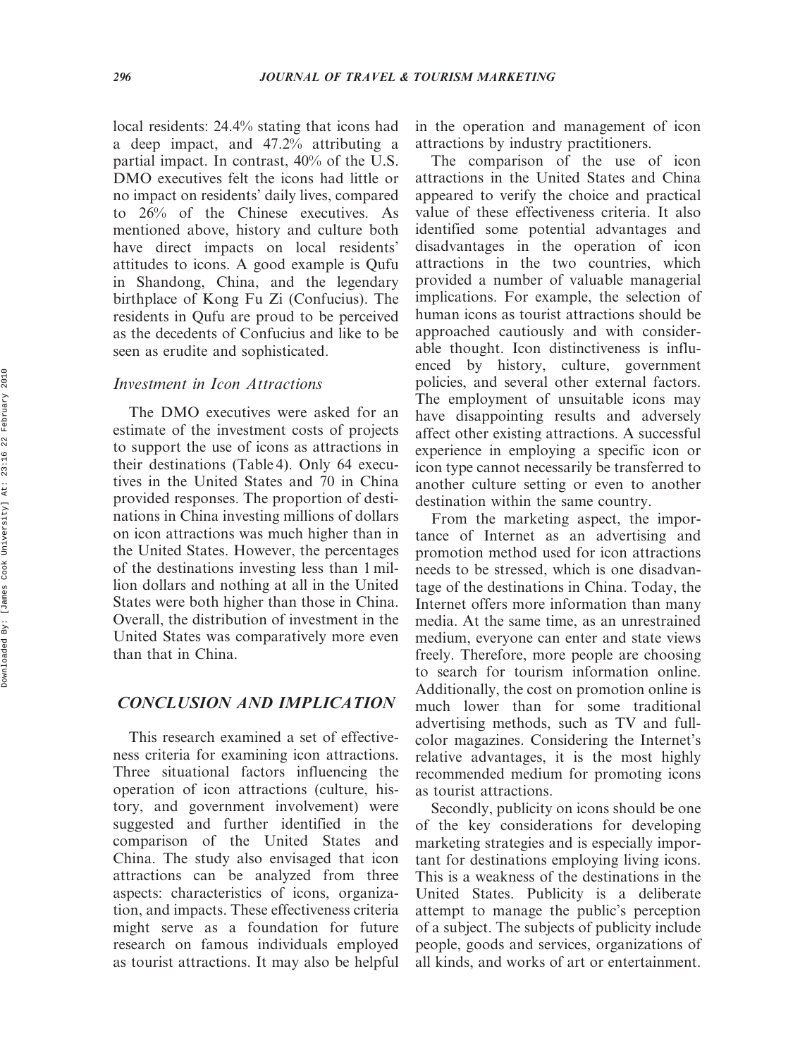local residents: 24.4% stating that icons had a deep impact, and 47.2% attributing a partial impact. In contrast, 40% of the U.S. DMO executives felt the icons had little or no impact on residents' daily lives, compared to 26% of the Chinese executives. As mentioned above, history and culture both have direct impacts on local residents' attitudes to icons. A good example is Qufu in Shandong, China, and the legendary birthplace of Kong Fu Zi (Confucius). The residents in Qufu are proud to be perceived as the decedents of Confucius and like to be seen as erudite and sophisticated.

### *Investment in Icon Attractions*

The DMO executives were asked for an estimate of the investment costs of projects to support the use of icons as attractions in their destinations (Table 4). Only 64 executives in the United States and 70 in China provided responses. The proportion of destinations in China investing millions of dollars on icon attractions was much higher than in the United States. However, the percentages of the destinations investing less than 1 million dollars and nothing at all in the United States were both higher than those in China. Overall, the distribution of investment in the United States was comparatively more even than that in China.

## *CONCLUSION AND IMPLICATION*

This research examined a set of effectiveness criteria for examining icon attractions. Three situational factors influencing the operation of icon attractions (culture, history, and government involvement) were suggested and further identified in the comparison of the United States and China. The study also envisaged that icon attractions can be analyzed from three aspects: characteristics of icons, organization, and impacts. These effectiveness criteria might serve as a foundation for future research on famous individuals employed as tourist attractions. It may also be helpful in the operation and management of icon attractions by industry practitioners.

The comparison of the use of icon attractions in the United States and China appeared to verify the choice and practical value of these effectiveness criteria. It also identified some potential advantages and disadvantages in the operation of icon attractions in the two countries, which provided a number of valuable managerial implications. For example, the selection of human icons as tourist attractions should be approached cautiously and with considerable thought. Icon distinctiveness is influenced by history, culture, government policies, and several other external factors. The employment of unsuitable icons may have disappointing results and adversely affect other existing attractions. A successful experience in employing a specific icon or icon type cannot necessarily be transferred to another culture setting or even to another destination within the same country.

From the marketing aspect, the importance of Internet as an advertising and promotion method used for icon attractions needs to be stressed, which is one disadvantage of the destinations in China. Today, the Internet offers more information than many media. At the same time, as an unrestrained medium, everyone can enter and state views freely. Therefore, more people are choosing to search for tourism information online. Additionally, the cost on promotion online is much lower than for some traditional advertising methods, such as TV and full-color magazines. Considering the Internet's relative advantages, it is the most highly recommended medium for promoting icons as tourist attractions.

Secondly, publicity on icons should be one of the key considerations for developing marketing strategies and is especially important for destinations employing living icons. This is a weakness of the destinations in the United States. Publicity is a deliberate attempt to manage the public's perception of a subject. The subjects of publicity include people, goods and services, organizations of all kinds, and works of art or entertainment.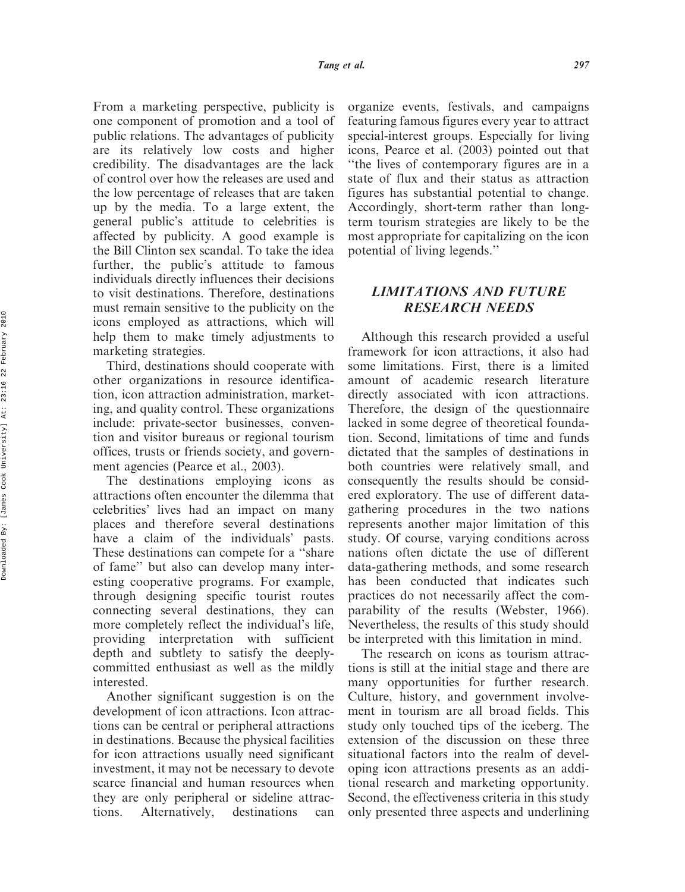From a marketing perspective, publicity is one component of promotion and a tool of public relations. The advantages of publicity are its relatively low costs and higher credibility. The disadvantages are the lack of control over how the releases are used and the low percentage of releases that are taken up by the media. To a large extent, the general public's attitude to celebrities is affected by publicity. A good example is the Bill Clinton sex scandal. To take the idea further, the public's attitude to famous individuals directly influences their decisions to visit destinations. Therefore, destinations must remain sensitive to the publicity on the icons employed as attractions, which will help them to make timely adjustments to marketing strategies.

Third, destinations should cooperate with other organizations in resource identification, icon attraction administration, marketing, and quality control. These organizations include: private-sector businesses, convention and visitor bureaus or regional tourism offices, trusts or friends society, and government agencies (Pearce et al., 2003).

The destinations employing icons as attractions often encounter the dilemma that celebrities' lives had an impact on many places and therefore several destinations have a claim of the individuals' pasts. These destinations can compete for a ''share of fame'' but also can develop many interesting cooperative programs. For example, through designing specific tourist routes connecting several destinations, they can more completely reflect the individual's life, providing interpretation with sufficient depth and subtlety to satisfy the deeply-committed enthusiast as well as the mildly interested.

Another significant suggestion is on the development of icon attractions. Icon attractions can be central or peripheral attractions in destinations. Because the physical facilities for icon attractions usually need significant investment, it may not be necessary to devote scarce financial and human resources when they are only peripheral or sideline attractions. Alternatively, destinations can organize events, festivals, and campaigns featuring famous figures every year to attract special-interest groups. Especially for living icons, Pearce et al. (2003) pointed out that ''the lives of contemporary figures are in a state of flux and their status as attraction figures has substantial potential to change. Accordingly, short-term rather than long-term tourism strategies are likely to be the most appropriate for capitalizing on the icon potential of living legends.''

## *LIMITATIONS AND FUTURE RESEARCH NEEDS*

Although this research provided a useful framework for icon attractions, it also had some limitations. First, there is a limited amount of academic research literature directly associated with icon attractions. Therefore, the design of the questionnaire lacked in some degree of theoretical foundation. Second, limitations of time and funds dictated that the samples of destinations in both countries were relatively small, and consequently the results should be considered exploratory. The use of different data-gathering procedures in the two nations represents another major limitation of this study. Of course, varying conditions across nations often dictate the use of different data-gathering methods, and some research has been conducted that indicates such practices do not necessarily affect the comparability of the results (Webster, 1966). Nevertheless, the results of this study should be interpreted with this limitation in mind.

The research on icons as tourism attractions is still at the initial stage and there are many opportunities for further research. Culture, history, and government involvement in tourism are all broad fields. This study only touched tips of the iceberg. The extension of the discussion on these three situational factors into the realm of developing icon attractions presents as an additional research and marketing opportunity. Second, the effectiveness criteria in this study only presented three aspects and underlining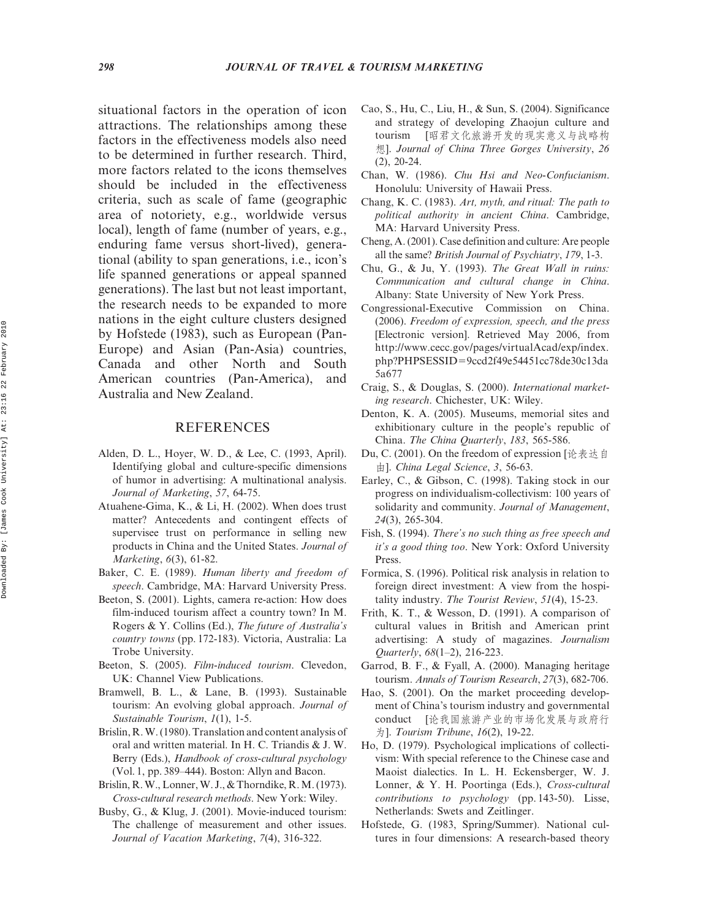situational factors in the operation of icon attractions. The relationships among these factors in the effectiveness models also need to be determined in further research. Third, more factors related to the icons themselves should be included in the effectiveness criteria, such as scale of fame (geographic area of notoriety, e.g., worldwide versus local), length of fame (number of years, e.g., enduring fame versus short-lived), generational (ability to span generations, i.e., icon's life spanned generations or appeal spanned generations). The last but not least important, the research needs to be expanded to more nations in the eight culture clusters designed by Hofstede (1983), such as European (Pan-Europe) and Asian (Pan-Asia) countries, Canada and other North and South American countries (Pan-America), and Australia and New Zealand.

## REFERENCES

Alden, D. L., Hoyer, W. D., & Lee, C. (1993, April). Identifying global and culture-specific dimensions of humor in advertising: A multinational analysis. *Journal of Marketing*, *57*, 64-75.

Atuahene-Gima, K., & Li, H. (2002). When does trust matter? Antecedents and contingent effects of supervisee trust on performance in selling new products in China and the United States. *Journal of Marketing*, *6*(3), 61-82.

Baker, C. E. (1989). *Human liberty and freedom of speech*. Cambridge, MA: Harvard University Press.

Beeton, S. (2001). Lights, camera re-action: How does film-induced tourism affect a country town? In M. Rogers & Y. Collins (Ed.), *The future of Australia's country towns* (pp. 172-183). Victoria, Australia: La Trobe University.

Beeton, S. (2005). *Film-induced tourism*. Clevedon, UK: Channel View Publications.

Bramwell, B. L., & Lane, B. (1993). Sustainable tourism: An evolving global approach. *Journal of Sustainable Tourism*, *1*(1), 1-5.

Brislin, R. W. (1980). Translation and content analysis of oral and written material. In H. C. Triandis & J. W. Berry (Eds.), *Handbook of cross-cultural psychology* (Vol. 1, pp. 389–444). Boston: Allyn and Bacon.

Brislin, R. W., Lonner, W. J., & Thorndike, R. M. (1973). *Cross-cultural research methods*. New York: Wiley.

Busby, G., & Klug, J. (2001). Movie-induced tourism: The challenge of measurement and other issues. *Journal of Vacation Marketing*, *7*(4), 316-322.

Cao, S., Hu, C., Liu, H., & Sun, S. (2004). Significance and strategy of developing Zhaojun culture and tourism [昭君文化旅游开发的现实意义与战略构想]. *Journal of China Three Gorges University*, *26* (2), 20-24.

Chan, W. (1986). *Chu Hsi and Neo-Confucianism*. Honolulu: University of Hawaii Press.

Chang, K. C. (1983). *Art, myth, and ritual: The path to political authority in ancient China*. Cambridge, MA: Harvard University Press.

Cheng, A. (2001). Case definition and culture: Are people all the same? *British Journal of Psychiatry*, *179*, 1-3.

Chu, G., & Ju, Y. (1993). *The Great Wall in ruins: Communication and cultural change in China*. Albany: State University of New York Press.

Congressional-Executive Commission on China. (2006). *Freedom of expression, speech, and the press* [Electronic version]. Retrieved May 2006, from http://www.cecc.gov/pages/virtualAcad/exp/index.php?PHPSESSID=9ccd2f49e54451cc78de30c13da5a677

Craig, S., & Douglas, S. (2000). *International marketing research*. Chichester, UK: Wiley.

Denton, K. A. (2005). Museums, memorial sites and exhibitionary culture in the people's republic of China. *The China Quarterly*, *183*, 565-586.

Du, C. (2001). On the freedom of expression [论表达自由]. *China Legal Science*, *3*, 56-63.

Earley, C., & Gibson, C. (1998). Taking stock in our progress on individualism-collectivism: 100 years of solidarity and community. *Journal of Management*, *24*(3), 265-304.

Fish, S. (1994). *There's no such thing as free speech and it's a good thing too*. New York: Oxford University Press.

Formica, S. (1996). Political risk analysis in relation to foreign direct investment: A view from the hospitality industry. *The Tourist Review*, *51*(4), 15-23.

Frith, K. T., & Wesson, D. (1991). A comparison of cultural values in British and American print advertising: A study of magazines. *Journalism Quarterly*, *68*(1–2), 216-223.

Garrod, B. F., & Fyall, A. (2000). Managing heritage tourism. *Annals of Tourism Research*, *27*(3), 682-706.

Hao, S. (2001). On the market proceeding development of China's tourism industry and governmental conduct [论我国旅游产业的市场化发展与政府行为]. *Tourism Tribune*, *16*(2), 19-22.

Ho, D. (1979). Psychological implications of collectivism: With special reference to the Chinese case and Maoist dialectics. In L. H. Eckensberger, W. J. Lonner, & Y. H. Poortinga (Eds.), *Cross-cultural contributions to psychology* (pp. 143-50). Lisse, Netherlands: Swets and Zeitlinger.

Hofstede, G. (1983, Spring/Summer). National cultures in four dimensions: A research-based theory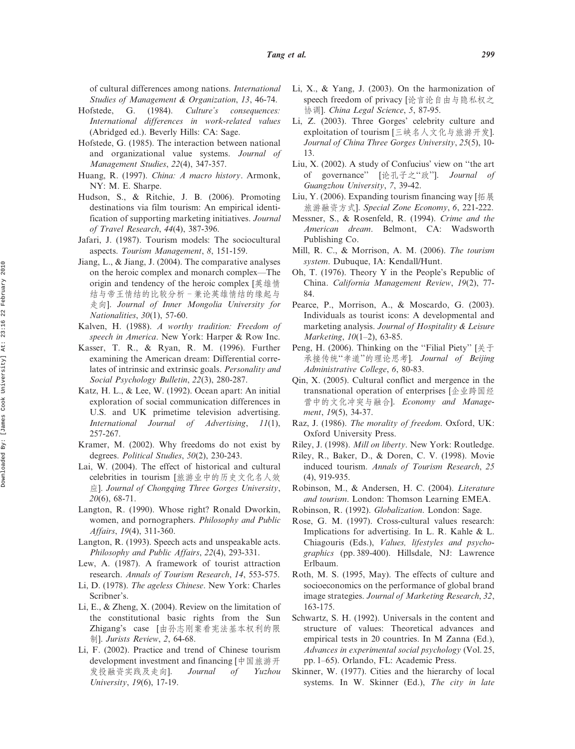of cultural differences among nations. *International Studies of Management & Organization*, *13*, 46-74.

Hofstede, G. (1984). *Culture's consequences: International differences in work-related values* (Abridged ed.). Beverly Hills: CA: Sage.

Hofstede, G. (1985). The interaction between national and organizational value systems. *Journal of Management Studies*, *22*(4), 347-357.

Huang, R. (1997). *China: A macro history*. Armonk, NY: M. E. Sharpe.

Hudson, S., & Ritchie, J. B. (2006). Promoting destinations via film tourism: An empirical identification of supporting marketing initiatives. *Journal of Travel Research*, *44*(4), 387-396.

Jafari, J. (1987). Tourism models: The sociocultural aspects. *Tourism Management*, *8*, 151-159.

Jiang, L., & Jiang, J. (2004). The comparative analyses on the heroic complex and monarch complex—The origin and tendency of the heroic complex [英雄情结与帝王情结的比较分析－兼论英雄情结的缘起与走向]. *Journal of Inner Mongolia University for Nationalities*, *30*(1), 57-60.

Kalven, H. (1988). *A worthy tradition: Freedom of speech in America*. New York: Harper & Row Inc.

Kasser, T. R., & Ryan, R. M. (1996). Further examining the American dream: Differential correlates of intrinsic and extrinsic goals. *Personality and Social Psychology Bulletin*, *22*(3), 280-287.

Katz, H. L., & Lee, W. (1992). Ocean apart: An initial exploration of social communication differences in U.S. and UK primetime television advertising. *International Journal of Advertising*, *11*(1), 257-267.

Kramer, M. (2002). Why freedoms do not exist by degrees. *Political Studies*, *50*(2), 230-243.

Lai, W. (2004). The effect of historical and cultural celebrities in tourism [旅游业中的历史文化名人效应]. *Journal of Chongqing Three Gorges University*, *20*(6), 68-71.

Langton, R. (1990). Whose right? Ronald Dworkin, women, and pornographers. *Philosophy and Public Affairs*, *19*(4), 311-360.

Langton, R. (1993). Speech acts and unspeakable acts. *Philosophy and Public Affairs*, *22*(4), 293-331.

Lew, A. (1987). A framework of tourist attraction research. *Annals of Tourism Research*, *14*, 553-575.

Li, D. (1978). *The ageless Chinese*. New York: Charles Scribner's.

Li, E., & Zheng, X. (2004). Review on the limitation of the constitutional basic rights from the Sun Zhigang's case [由孙志刚案看宪法基本权利的限制]. *Jurists Review*, *2*, 64-68.

Li, F. (2002). Practice and trend of Chinese tourism development investment and financing [中国旅游开发投融资实践及走向]. *Journal of Yuzhou University*, *19*(6), 17-19.

Li, X., & Yang, J. (2003). On the harmonization of speech freedom of privacy [论言论自由与隐私权之协调]. *China Legal Science*, *5*, 87-95.

Li, Z. (2003). Three Gorges' celebrity culture and exploitation of tourism [三峡名人文化与旅游开发]. *Journal of China Three Gorges University*, *25*(5), 10-13.

Liu, X. (2002). A study of Confucius' view on "the art of governance" [论孔子之"政"]. *Journal of Guangzhou University*, *7*, 39-42.

Liu, Y. (2006). Expanding tourism financing way [拓展旅游融资方式]. *Special Zone Economy*, *6*, 221-222.

Messner, S., & Rosenfeld, R. (1994). *Crime and the American dream*. Belmont, CA: Wadsworth Publishing Co.

Mill, R. C., & Morrison, A. M. (2006). *The tourism system*. Dubuque, IA: Kendall/Hunt.

Oh, T. (1976). Theory Y in the People's Republic of China. *California Management Review*, *19*(2), 77-84.

Pearce, P., Morrison, A., & Moscardo, G. (2003). Individuals as tourist icons: A developmental and marketing analysis. *Journal of Hospitality & Leisure Marketing*, *10*(1–2), 63-85.

Peng, H. (2006). Thinking on the "Filial Piety" [关于承接传统"孝道"的理论思考]. *Journal of Beijing Administrative College*, *6*, 80-83.

Qin, X. (2005). Cultural conflict and mergence in the transnational operation of enterprises [企业跨国经营中的文化冲突与融合]. *Economy and Management*, *19*(5), 34-37.

Raz, J. (1986). *The morality of freedom*. Oxford, UK: Oxford University Press.

Riley, J. (1998). *Mill on liberty*. New York: Routledge.

Riley, R., Baker, D., & Doren, C. V. (1998). Movie induced tourism. *Annals of Tourism Research*, *25* (4), 919-935.

Robinson, M., & Andersen, H. C. (2004). *Literature and tourism*. London: Thomson Learning EMEA.

Robinson, R. (1992). *Globalization*. London: Sage.

Rose, G. M. (1997). Cross-cultural values research: Implications for advertising. In L. R. Kahle & L. Chiagouris (Eds.), *Values, lifestyles and psychographics* (pp. 389-400). Hillsdale, NJ: Lawrence Erlbaum.

Roth, M. S. (1995, May). The effects of culture and socioeconomics on the performance of global brand image strategies. *Journal of Marketing Research*, *32*, 163-175.

Schwartz, S. H. (1992). Universals in the content and structure of values: Theoretical advances and empirical tests in 20 countries. In M Zanna (Ed.), *Advances in experimental social psychology* (Vol. 25, pp. 1–65). Orlando, FL: Academic Press.

Skinner, W. (1977). Cities and the hierarchy of local systems. In W. Skinner (Ed.), *The city in late*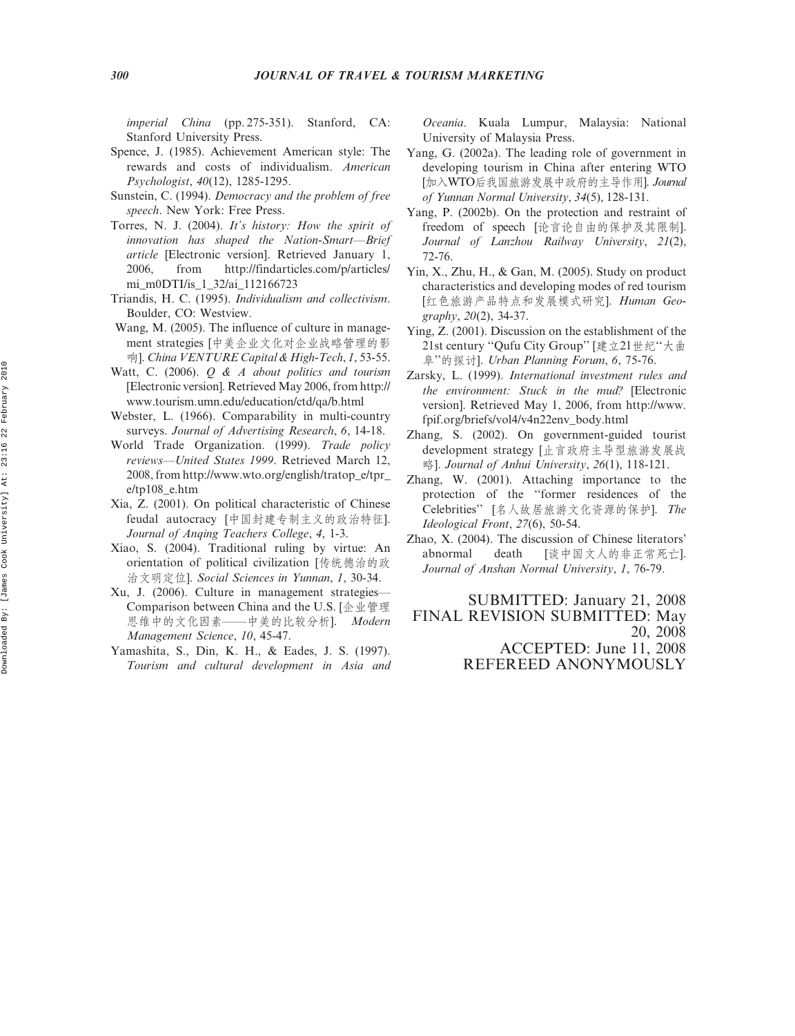*imperial China* (pp. 275-351). Stanford, CA: Stanford University Press.

Spence, J. (1985). Achievement American style: The rewards and costs of individualism. *American Psychologist*, *40*(12), 1285-1295.

Sunstein, C. (1994). *Democracy and the problem of free speech*. New York: Free Press.

Torres, N. J. (2004). *It's history: How the spirit of innovation has shaped the Nation-Smart—Brief article* [Electronic version]. Retrieved January 1, 2006, from http://findarticles.com/p/articles/mi_m0DTI/is_1_32/ai_112166723

Triandis, H. C. (1995). *Individualism and collectivism*. Boulder, CO: Westview.

Wang, M. (2005). The influence of culture in management strategies [中美企业文化对企业战略管理的影响]. *China VENTURE Capital & High-Tech*, *1*, 53-55.

Watt, C. (2006). *Q & A about politics and tourism* [Electronic version]. Retrieved May 2006, from http://www.tourism.umn.edu/education/ctd/qa/b.html

Webster, L. (1966). Comparability in multi-country surveys. *Journal of Advertising Research*, *6*, 14-18.

World Trade Organization. (1999). *Trade policy reviews—United States 1999*. Retrieved March 12, 2008, from http://www.wto.org/english/tratop_e/tpr_e/tp108_e.htm

Xia, Z. (2001). On political characteristic of Chinese feudal autocracy [中国封建专制主义的政治特征]. *Journal of Anqing Teachers College*, *4*, 1-3.

Xiao, S. (2004). Traditional ruling by virtue: An orientation of political civilization [传统德治的政治文明定位]. *Social Sciences in Yunnan*, *1*, 30-34.

Xu, J. (2006). Culture in management strategies—Comparison between China and the U.S. [企业管理思维中的文化因素——中美的比较分析]. *Modern Management Science*, *10*, 45-47.

Yamashita, S., Din, K. H., & Eades, J. S. (1997). *Tourism and cultural development in Asia and Oceania*. Kuala Lumpur, Malaysia: National University of Malaysia Press.

Yang, G. (2002a). The leading role of government in developing tourism in China after entering WTO [加入WTO后我国旅游发展中政府的主导作用]. *Journal of Yunnan Normal University*, *34*(5), 128-131.

Yang, P. (2002b). On the protection and restraint of freedom of speech [论言论自由的保护及其限制]. *Journal of Lanzhou Railway University*, *21*(2), 72-76.

Yin, X., Zhu, H., & Gan, M. (2005). Study on product characteristics and developing modes of red tourism [红色旅游产品特点和发展模式研究]. *Human Geography*, *20*(2), 34-37.

Ying, Z. (2001). Discussion on the establishment of the 21st century "Qufu City Group" [建立21世纪"大曲阜"的探讨]. *Urban Planning Forum*, *6*, 75-76.

Zarsky, L. (1999). *International investment rules and the environment: Stuck in the mud?* [Electronic version]. Retrieved May 1, 2006, from http://www.fpif.org/briefs/vol4/v4n22env_body.html

Zhang, S. (2002). On government-guided tourist development strategy [止言政府主导型旅游发展战略]. *Journal of Anhui University*, *26*(1), 118-121.

Zhang, W. (2001). Attaching importance to the protection of the "former residences of the Celebrities" [名人故居旅游文化资源的保护]. *The Ideological Front*, *27*(6), 50-54.

Zhao, X. (2004). The discussion of Chinese literators' abnormal death [谈中国文人的非正常死亡]. *Journal of Anshan Normal University*, *1*, 76-79.

SUBMITTED: January 21, 2008
FINAL REVISION SUBMITTED: May 20, 2008
ACCEPTED: June 11, 2008
REFEREED ANONYMOUSLY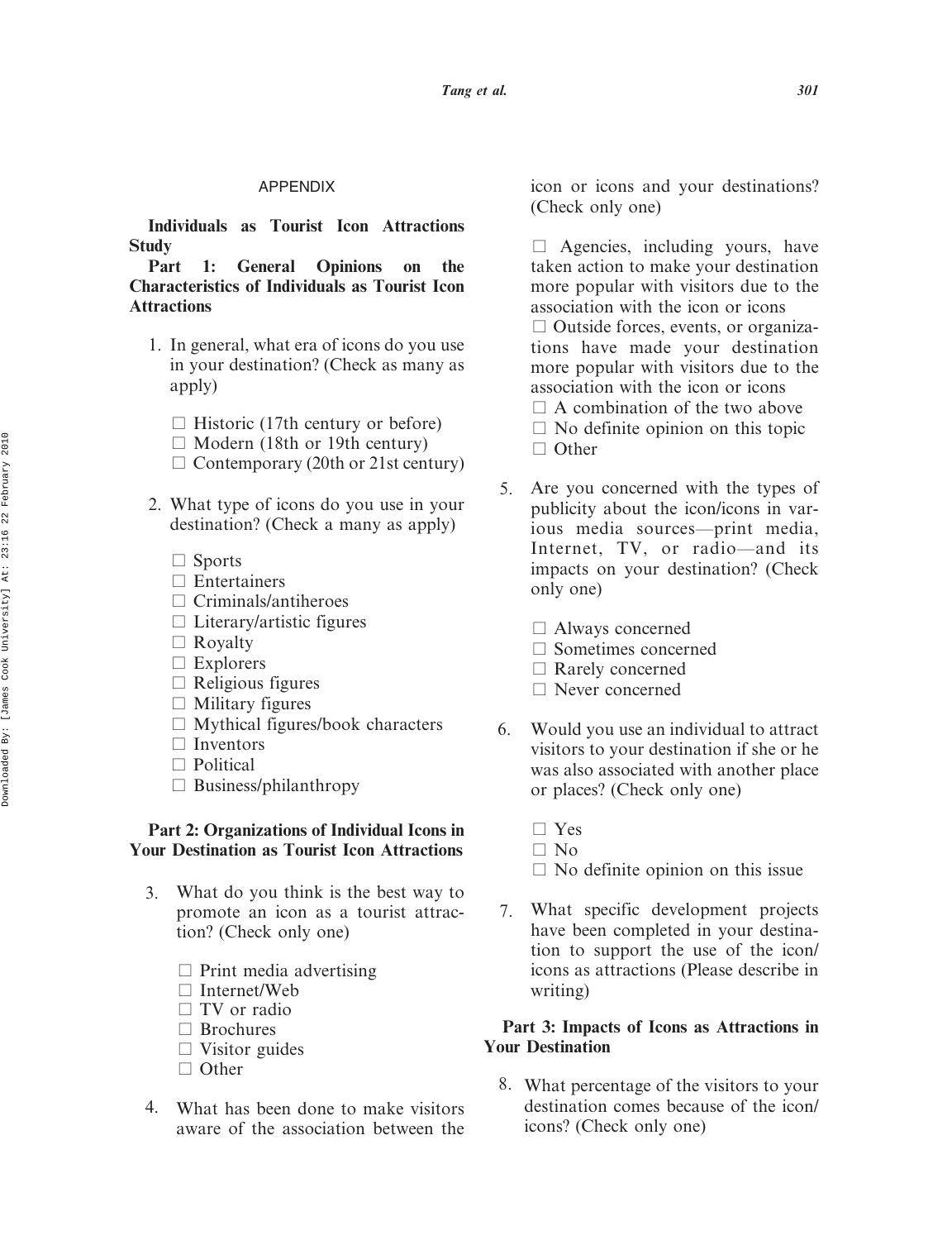## APPENDIX

**Individuals as Tourist Icon Attractions Study**

**Part 1: General Opinions on the Characteristics of Individuals as Tourist Icon Attractions**

1. In general, what era of icons do you use in your destination? (Check as many as apply)

   □ Historic (17th century or before)
   □ Modern (18th or 19th century)
   □ Contemporary (20th or 21st century)

2. What type of icons do you use in your destination? (Check a many as apply)

   □ Sports
   □ Entertainers
   □ Criminals/antiheroes
   □ Literary/artistic figures
   □ Royalty
   □ Explorers
   □ Religious figures
   □ Military figures
   □ Mythical figures/book characters
   □ Inventors
   □ Political
   □ Business/philanthropy

**Part 2: Organizations of Individual Icons in Your Destination as Tourist Icon Attractions**

3. What do you think is the best way to promote an icon as a tourist attraction? (Check only one)

   □ Print media advertising
   □ Internet/Web
   □ TV or radio
   □ Brochures
   □ Visitor guides
   □ Other

4. What has been done to make visitors aware of the association between the icon or icons and your destinations? (Check only one)

   □ Agencies, including yours, have taken action to make your destination more popular with visitors due to the association with the icon or icons
   □ Outside forces, events, or organizations have made your destination more popular with visitors due to the association with the icon or icons
   □ A combination of the two above
   □ No definite opinion on this topic
   □ Other

5. Are you concerned with the types of publicity about the icon/icons in various media sources—print media, Internet, TV, or radio—and its impacts on your destination? (Check only one)

   □ Always concerned
   □ Sometimes concerned
   □ Rarely concerned
   □ Never concerned

6. Would you use an individual to attract visitors to your destination if she or he was also associated with another place or places? (Check only one)

   □ Yes
   □ No
   □ No definite opinion on this issue

7. What specific development projects have been completed in your destination to support the use of the icon/icons as attractions (Please describe in writing)

**Part 3: Impacts of Icons as Attractions in Your Destination**

8. What percentage of the visitors to your destination comes because of the icon/icons? (Check only one)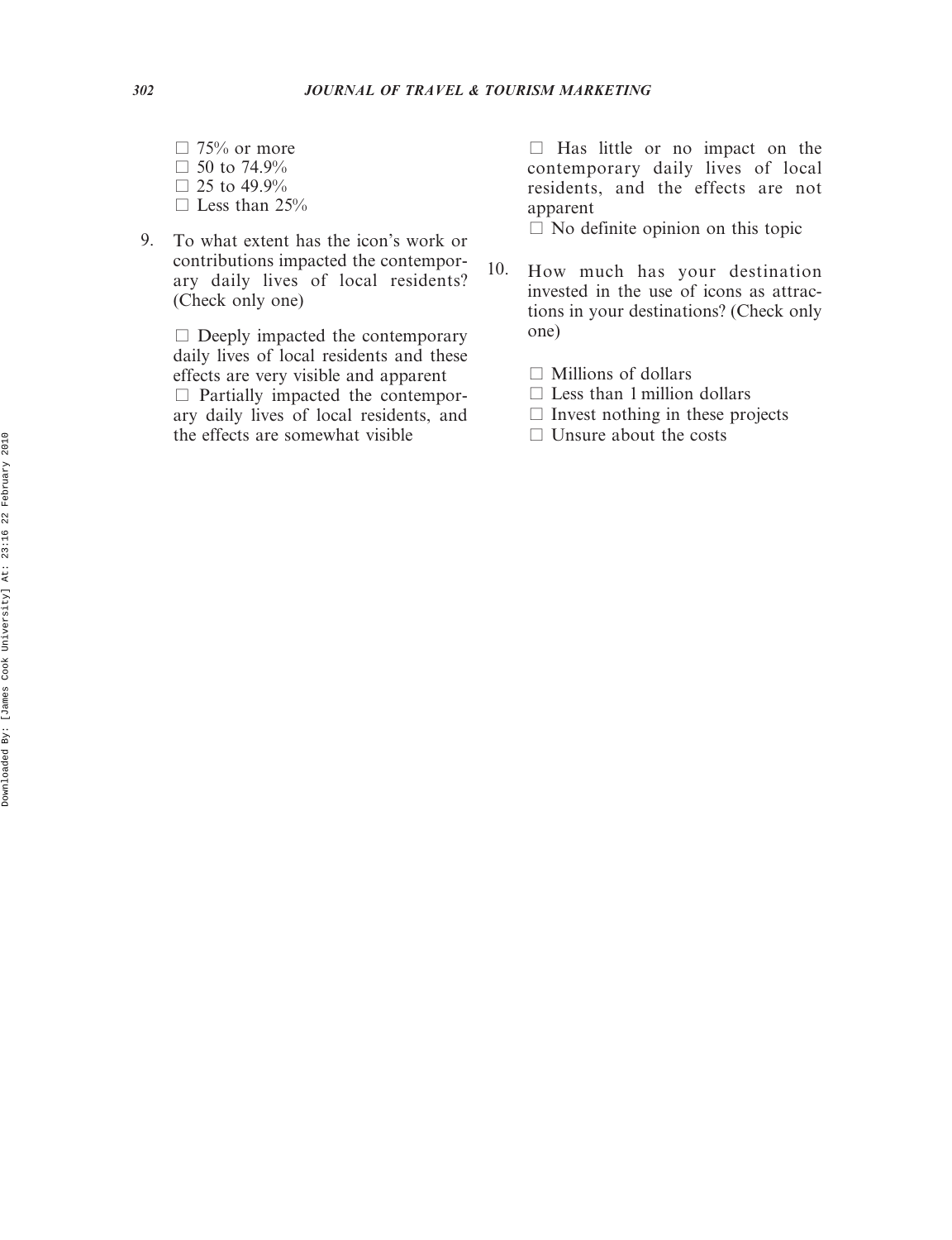☐ 75% or more
☐ 50 to 74.9%
☐ 25 to 49.9%
☐ Less than 25%

9. To what extent has the icon's work or contributions impacted the contemporary daily lives of local residents? (Check only one)

   ☐ Deeply impacted the contemporary daily lives of local residents and these effects are very visible and apparent
   ☐ Partially impacted the contemporary daily lives of local residents, and the effects are somewhat visible
   ☐ Has little or no impact on the contemporary daily lives of local residents, and the effects are not apparent
   ☐ No definite opinion on this topic

10. How much has your destination invested in the use of icons as attractions in your destinations? (Check only one)

    ☐ Millions of dollars
    ☐ Less than 1 million dollars
    ☐ Invest nothing in these projects
    ☐ Unsure about the costs